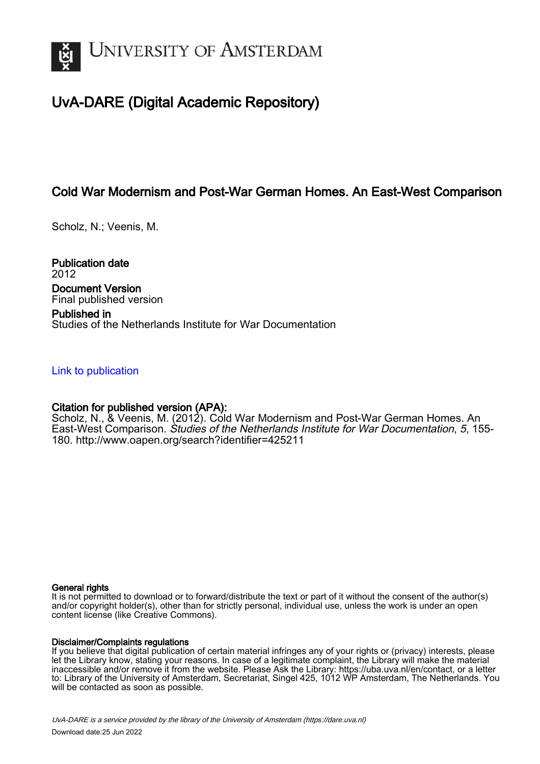# UvA-DARE (Digital Academic Repository)

## Cold War Modernism and Post-War German Homes. An East-West Comparison

Scholz, N.; Veenis, M.

**Publication date**
2012

**Document Version**
Final published version

**Published in**
Studies of the Netherlands Institute for War Documentation

[Link to publication](http://www.oapen.org/search?identifier=425211)

**Citation for published version (APA):**
Scholz, N., & Veenis, M. (2012). Cold War Modernism and Post-War German Homes. An East-West Comparison. *Studies of the Netherlands Institute for War Documentation*, *5*, 155-180. http://www.oapen.org/search?identifier=425211

**General rights**
It is not permitted to download or to forward/distribute the text or part of it without the consent of the author(s) and/or copyright holder(s), other than for strictly personal, individual use, unless the work is under an open content license (like Creative Commons).

**Disclaimer/Complaints regulations**
If you believe that digital publication of certain material infringes any of your rights or (privacy) interests, please let the Library know, stating your reasons. In case of a legitimate complaint, the Library will make the material inaccessible and/or remove it from the website. Please Ask the Library: https://uba.uva.nl/en/contact, or a letter to: Library of the University of Amsterdam, Secretariat, Singel 425, 1012 WP Amsterdam, The Netherlands. You will be contacted as soon as possible.

*UvA-DARE is a service provided by the library of the University of Amsterdam (https://dare.uva.nl)*
Download date:25 Jun 2022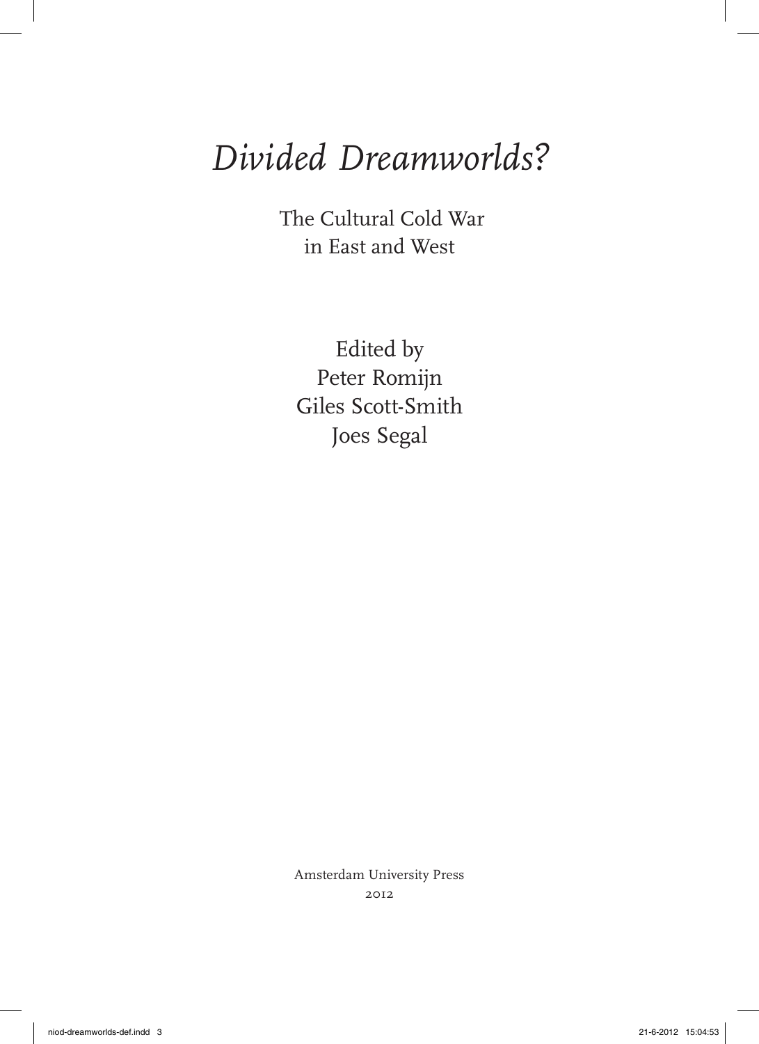# *Divided Dreamworlds?*

The Cultural Cold War
in East and West

Edited by
Peter Romijn
Giles Scott-Smith
Joes Segal

Amsterdam University Press
2012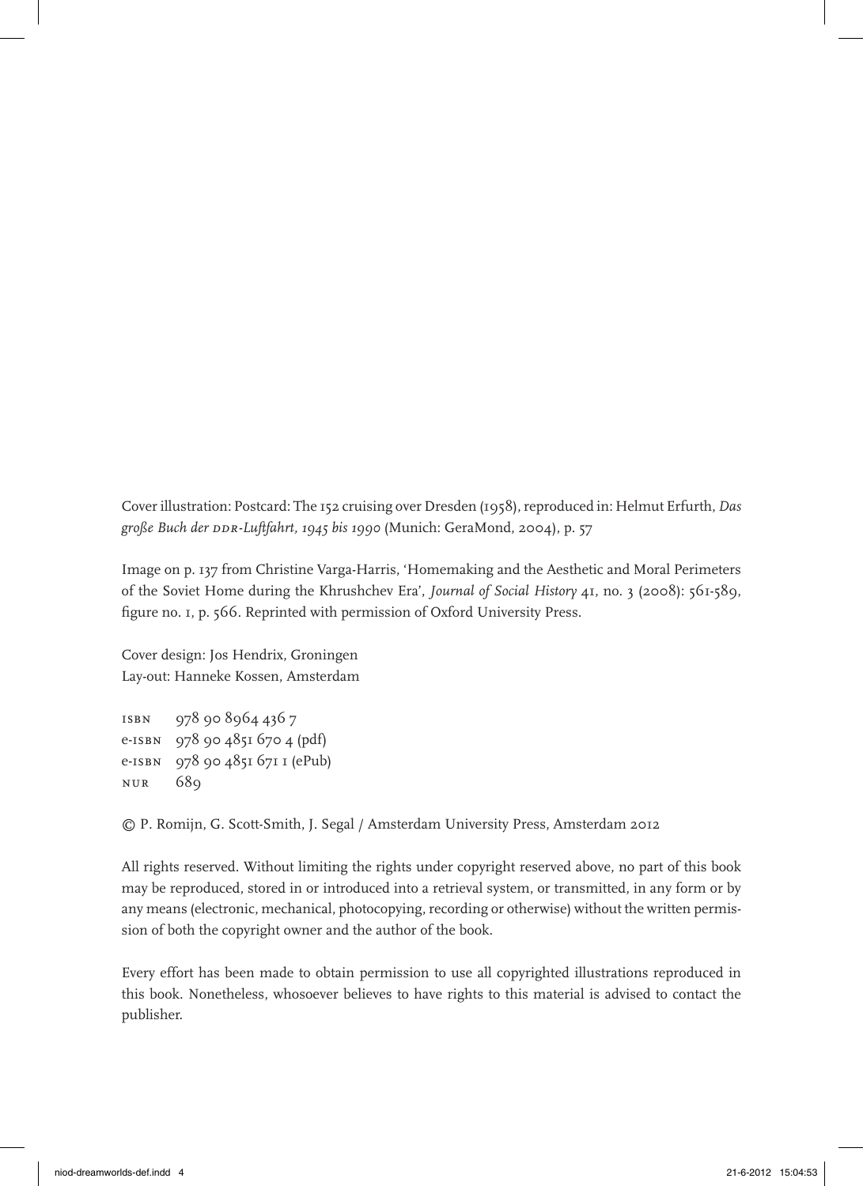Cover illustration: Postcard: The 152 cruising over Dresden (1958), reproduced in: Helmut Erfurth, *Das große Buch der DDR-Luftfahrt, 1945 bis 1990* (Munich: GeraMond, 2004), p. 57

Image on p. 137 from Christine Varga-Harris, 'Homemaking and the Aesthetic and Moral Perimeters of the Soviet Home during the Khrushchev Era', *Journal of Social History* 41, no. 3 (2008): 561-589, figure no. 1, p. 566. Reprinted with permission of Oxford University Press.

Cover design: Jos Hendrix, Groningen
Lay-out: Hanneke Kossen, Amsterdam

ISBN 978 90 8964 436 7
e-ISBN 978 90 4851 670 4 (pdf)
e-ISBN 978 90 4851 671 1 (ePub)
NUR 689

© P. Romijn, G. Scott-Smith, J. Segal / Amsterdam University Press, Amsterdam 2012

All rights reserved. Without limiting the rights under copyright reserved above, no part of this book may be reproduced, stored in or introduced into a retrieval system, or transmitted, in any form or by any means (electronic, mechanical, photocopying, recording or otherwise) without the written permission of both the copyright owner and the author of the book.

Every effort has been made to obtain permission to use all copyrighted illustrations reproduced in this book. Nonetheless, whosoever believes to have rights to this material is advised to contact the publisher.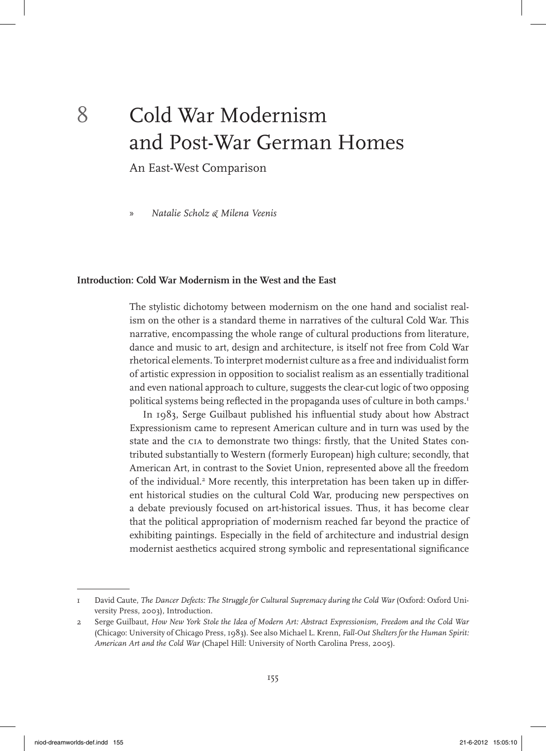# 8 Cold War Modernism and Post-War German Homes

## An East-West Comparison

» *Natalie Scholz & Milena Veenis*

### Introduction: Cold War Modernism in the West and the East

The stylistic dichotomy between modernism on the one hand and socialist realism on the other is a standard theme in narratives of the cultural Cold War. This narrative, encompassing the whole range of cultural productions from literature, dance and music to art, design and architecture, is itself not free from Cold War rhetorical elements. To interpret modernist culture as a free and individualist form of artistic expression in opposition to socialist realism as an essentially traditional and even national approach to culture, suggests the clear-cut logic of two opposing political systems being reflected in the propaganda uses of culture in both camps.[1]

In 1983, Serge Guilbaut published his influential study about how Abstract Expressionism came to represent American culture and in turn was used by the state and the CIA to demonstrate two things: firstly, that the United States contributed substantially to Western (formerly European) high culture; secondly, that American Art, in contrast to the Soviet Union, represented above all the freedom of the individual.[2] More recently, this interpretation has been taken up in different historical studies on the cultural Cold War, producing new perspectives on a debate previously focused on art-historical issues. Thus, it has become clear that the political appropriation of modernism reached far beyond the practice of exhibiting paintings. Especially in the field of architecture and industrial design modernist aesthetics acquired strong symbolic and representational significance

---

1 David Caute, *The Dancer Defects: The Struggle for Cultural Supremacy during the Cold War* (Oxford: Oxford University Press, 2003), Introduction.

2 Serge Guilbaut, *How New York Stole the Idea of Modern Art: Abstract Expressionism, Freedom and the Cold War* (Chicago: University of Chicago Press, 1983). See also Michael L. Krenn, *Fall-Out Shelters for the Human Spirit: American Art and the Cold War* (Chapel Hill: University of North Carolina Press, 2005).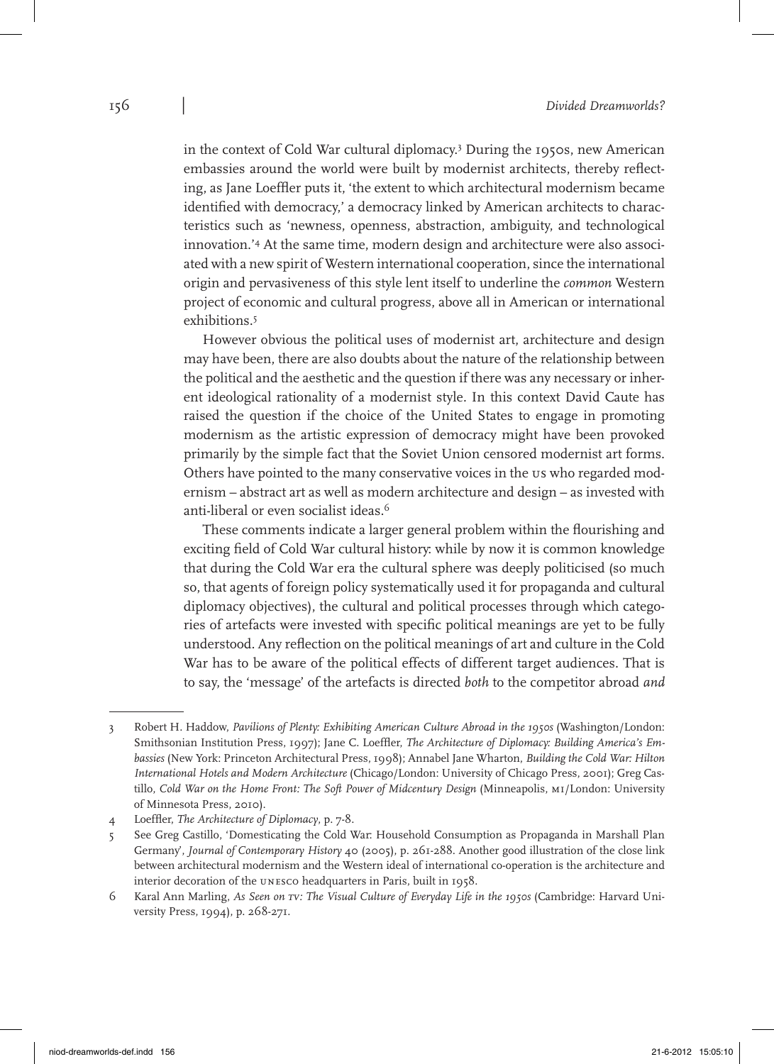in the context of Cold War cultural diplomacy.[3] During the 1950s, new American embassies around the world were built by modernist architects, thereby reflecting, as Jane Loeffler puts it, 'the extent to which architectural modernism became identified with democracy,' a democracy linked by American architects to characteristics such as 'newness, openness, abstraction, ambiguity, and technological innovation.'[4] At the same time, modern design and architecture were also associated with a new spirit of Western international cooperation, since the international origin and pervasiveness of this style lent itself to underline the *common* Western project of economic and cultural progress, above all in American or international exhibitions.[5]

However obvious the political uses of modernist art, architecture and design may have been, there are also doubts about the nature of the relationship between the political and the aesthetic and the question if there was any necessary or inherent ideological rationality of a modernist style. In this context David Caute has raised the question if the choice of the United States to engage in promoting modernism as the artistic expression of democracy might have been provoked primarily by the simple fact that the Soviet Union censored modernist art forms. Others have pointed to the many conservative voices in the US who regarded modernism – abstract art as well as modern architecture and design – as invested with anti-liberal or even socialist ideas.[6]

These comments indicate a larger general problem within the flourishing and exciting field of Cold War cultural history: while by now it is common knowledge that during the Cold War era the cultural sphere was deeply politicised (so much so, that agents of foreign policy systematically used it for propaganda and cultural diplomacy objectives), the cultural and political processes through which categories of artefacts were invested with specific political meanings are yet to be fully understood. Any reflection on the political meanings of art and culture in the Cold War has to be aware of the political effects of different target audiences. That is to say, the 'message' of the artefacts is directed *both* to the competitor abroad *and*

---

3 Robert H. Haddow, *Pavilions of Plenty: Exhibiting American Culture Abroad in the 1950s* (Washington/London: Smithsonian Institution Press, 1997); Jane C. Loeffler, *The Architecture of Diplomacy: Building America's Embassies* (New York: Princeton Architectural Press, 1998); Annabel Jane Wharton, *Building the Cold War: Hilton International Hotels and Modern Architecture* (Chicago/London: University of Chicago Press, 2001); Greg Castillo, *Cold War on the Home Front: The Soft Power of Midcentury Design* (Minneapolis, MI/London: University of Minnesota Press, 2010).

4 Loeffler, *The Architecture of Diplomacy*, p. 7-8.

5 See Greg Castillo, 'Domesticating the Cold War: Household Consumption as Propaganda in Marshall Plan Germany', *Journal of Contemporary History* 40 (2005), p. 261-288. Another good illustration of the close link between architectural modernism and the Western ideal of international co-operation is the architecture and interior decoration of the UNESCO headquarters in Paris, built in 1958.

6 Karal Ann Marling, *As Seen on TV: The Visual Culture of Everyday Life in the 1950s* (Cambridge: Harvard University Press, 1994), p. 268-271.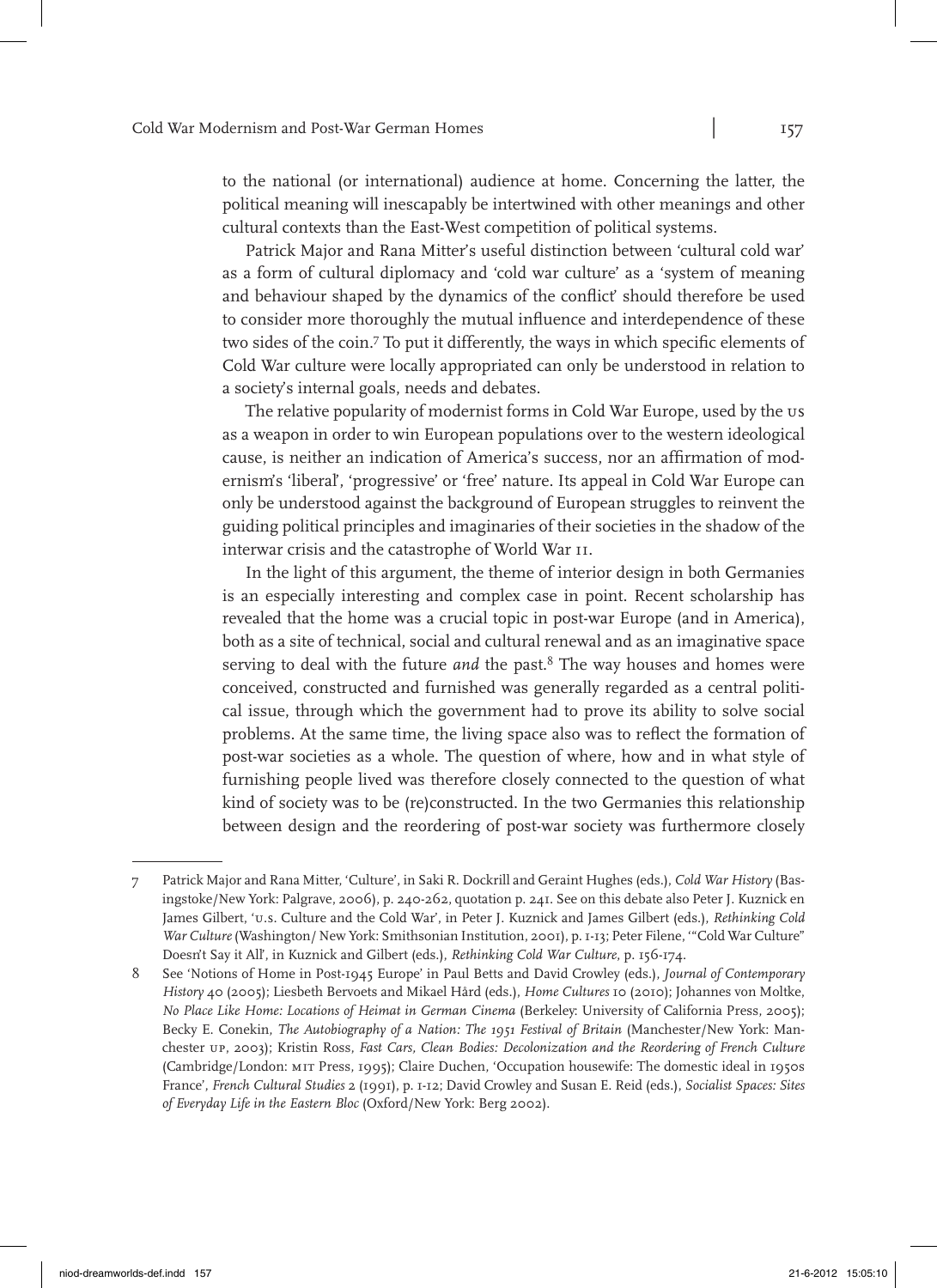to the national (or international) audience at home. Concerning the latter, the political meaning will inescapably be intertwined with other meanings and other cultural contexts than the East-West competition of political systems.

Patrick Major and Rana Mitter's useful distinction between 'cultural cold war' as a form of cultural diplomacy and 'cold war culture' as a 'system of meaning and behaviour shaped by the dynamics of the conflict' should therefore be used to consider more thoroughly the mutual influence and interdependence of these two sides of the coin.[7] To put it differently, the ways in which specific elements of Cold War culture were locally appropriated can only be understood in relation to a society's internal goals, needs and debates.

The relative popularity of modernist forms in Cold War Europe, used by the US as a weapon in order to win European populations over to the western ideological cause, is neither an indication of America's success, nor an affirmation of modernism's 'liberal', 'progressive' or 'free' nature. Its appeal in Cold War Europe can only be understood against the background of European struggles to reinvent the guiding political principles and imaginaries of their societies in the shadow of the interwar crisis and the catastrophe of World War II.

In the light of this argument, the theme of interior design in both Germanies is an especially interesting and complex case in point. Recent scholarship has revealed that the home was a crucial topic in post-war Europe (and in America), both as a site of technical, social and cultural renewal and as an imaginative space serving to deal with the future *and* the past.[8] The way houses and homes were conceived, constructed and furnished was generally regarded as a central political issue, through which the government had to prove its ability to solve social problems. At the same time, the living space also was to reflect the formation of post-war societies as a whole. The question of where, how and in what style of furnishing people lived was therefore closely connected to the question of what kind of society was to be (re)constructed. In the two Germanies this relationship between design and the reordering of post-war society was furthermore closely

---

7 Patrick Major and Rana Mitter, 'Culture', in Saki R. Dockrill and Geraint Hughes (eds.), *Cold War History* (Basingstoke/New York: Palgrave, 2006), p. 240-262, quotation p. 241. See on this debate also Peter J. Kuznick en James Gilbert, 'U.S. Culture and the Cold War', in Peter J. Kuznick and James Gilbert (eds.), *Rethinking Cold War Culture* (Washington/ New York: Smithsonian Institution, 2001), p. 1-13; Peter Filene, '"Cold War Culture" Doesn't Say it All', in Kuznick and Gilbert (eds.), *Rethinking Cold War Culture*, p. 156-174.

8 See 'Notions of Home in Post-1945 Europe' in Paul Betts and David Crowley (eds.), *Journal of Contemporary History* 40 (2005); Liesbeth Bervoets and Mikael Hård (eds.), *Home Cultures* 10 (2010); Johannes von Moltke, *No Place Like Home: Locations of Heimat in German Cinema* (Berkeley: University of California Press, 2005); Becky E. Conekin, *The Autobiography of a Nation: The 1951 Festival of Britain* (Manchester/New York: Manchester UP, 2003); Kristin Ross, *Fast Cars, Clean Bodies: Decolonization and the Reordering of French Culture* (Cambridge/London: MIT Press, 1995); Claire Duchen, 'Occupation housewife: The domestic ideal in 1950s France', *French Cultural Studies* 2 (1991), p. 1-12; David Crowley and Susan E. Reid (eds.), *Socialist Spaces: Sites of Everyday Life in the Eastern Bloc* (Oxford/New York: Berg 2002).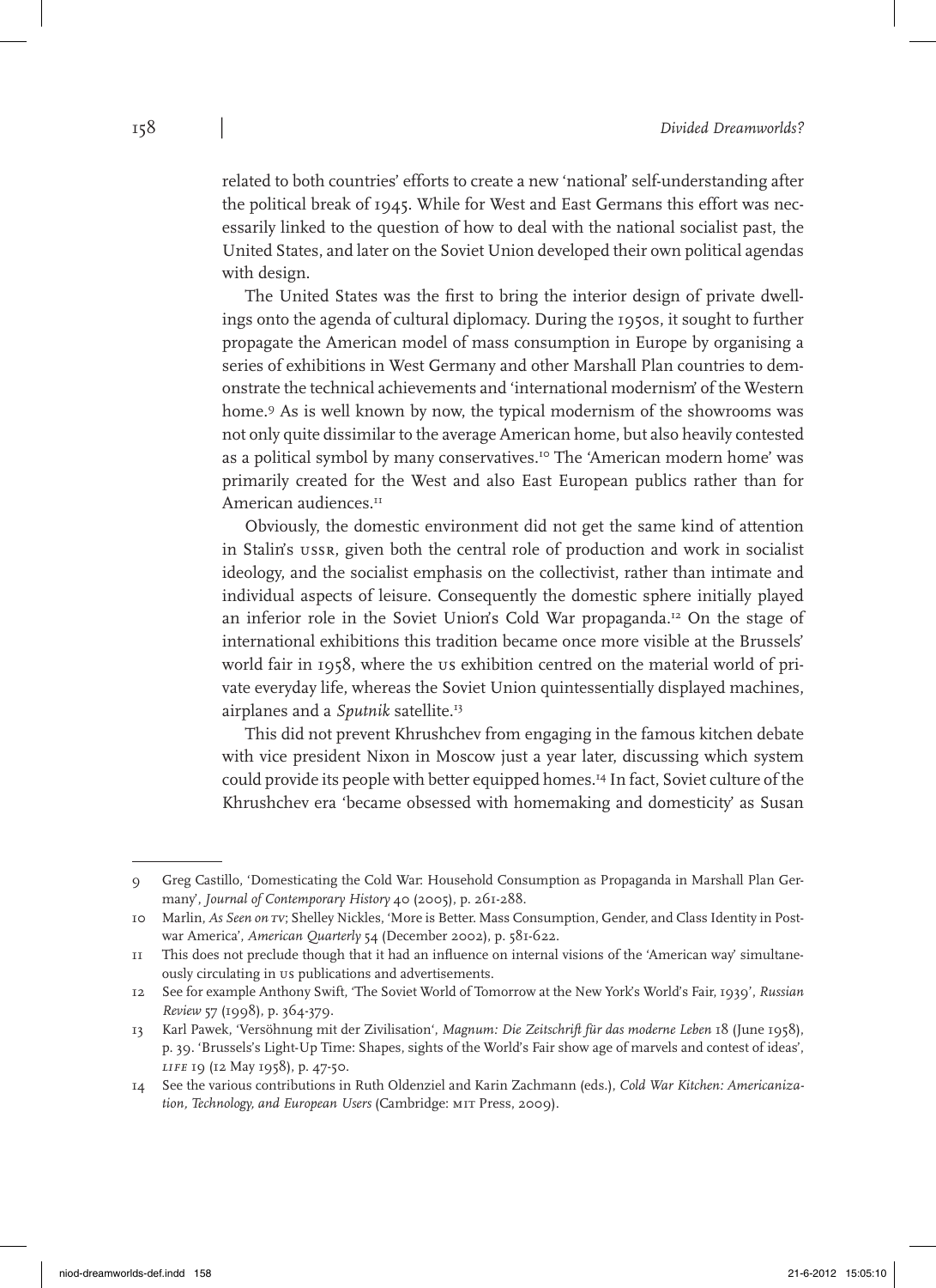related to both countries' efforts to create a new 'national' self-understanding after the political break of 1945. While for West and East Germans this effort was necessarily linked to the question of how to deal with the national socialist past, the United States, and later on the Soviet Union developed their own political agendas with design.

The United States was the first to bring the interior design of private dwellings onto the agenda of cultural diplomacy. During the 1950s, it sought to further propagate the American model of mass consumption in Europe by organising a series of exhibitions in West Germany and other Marshall Plan countries to demonstrate the technical achievements and 'international modernism' of the Western home.[9] As is well known by now, the typical modernism of the showrooms was not only quite dissimilar to the average American home, but also heavily contested as a political symbol by many conservatives.[10] The 'American modern home' was primarily created for the West and also East European publics rather than for American audiences.[11]

Obviously, the domestic environment did not get the same kind of attention in Stalin's USSR, given both the central role of production and work in socialist ideology, and the socialist emphasis on the collectivist, rather than intimate and individual aspects of leisure. Consequently the domestic sphere initially played an inferior role in the Soviet Union's Cold War propaganda.[12] On the stage of international exhibitions this tradition became once more visible at the Brussels' world fair in 1958, where the US exhibition centred on the material world of private everyday life, whereas the Soviet Union quintessentially displayed machines, airplanes and a *Sputnik* satellite.[13]

This did not prevent Khrushchev from engaging in the famous kitchen debate with vice president Nixon in Moscow just a year later, discussing which system could provide its people with better equipped homes.[14] In fact, Soviet culture of the Khrushchev era 'became obsessed with homemaking and domesticity' as Susan

---

9 Greg Castillo, 'Domesticating the Cold War: Household Consumption as Propaganda in Marshall Plan Germany', *Journal of Contemporary History* 40 (2005), p. 261-288.

10 Marlin, *As Seen on TV*; Shelley Nickles, 'More is Better. Mass Consumption, Gender, and Class Identity in Postwar America', *American Quarterly* 54 (December 2002), p. 581-622.

11 This does not preclude though that it had an influence on internal visions of the 'American way' simultaneously circulating in US publications and advertisements.

12 See for example Anthony Swift, 'The Soviet World of Tomorrow at the New York's World's Fair, 1939', *Russian Review* 57 (1998), p. 364-379.

13 Karl Pawek, 'Versöhnung mit der Zivilisation', *Magnum: Die Zeitschrift für das moderne Leben* 18 (June 1958), p. 39. 'Brussels's Light-Up Time: Shapes, sights of the World's Fair show age of marvels and contest of ideas', *LIFE* 19 (12 May 1958), p. 47-50.

14 See the various contributions in Ruth Oldenziel and Karin Zachmann (eds.), *Cold War Kitchen: Americanization, Technology, and European Users* (Cambridge: MIT Press, 2009).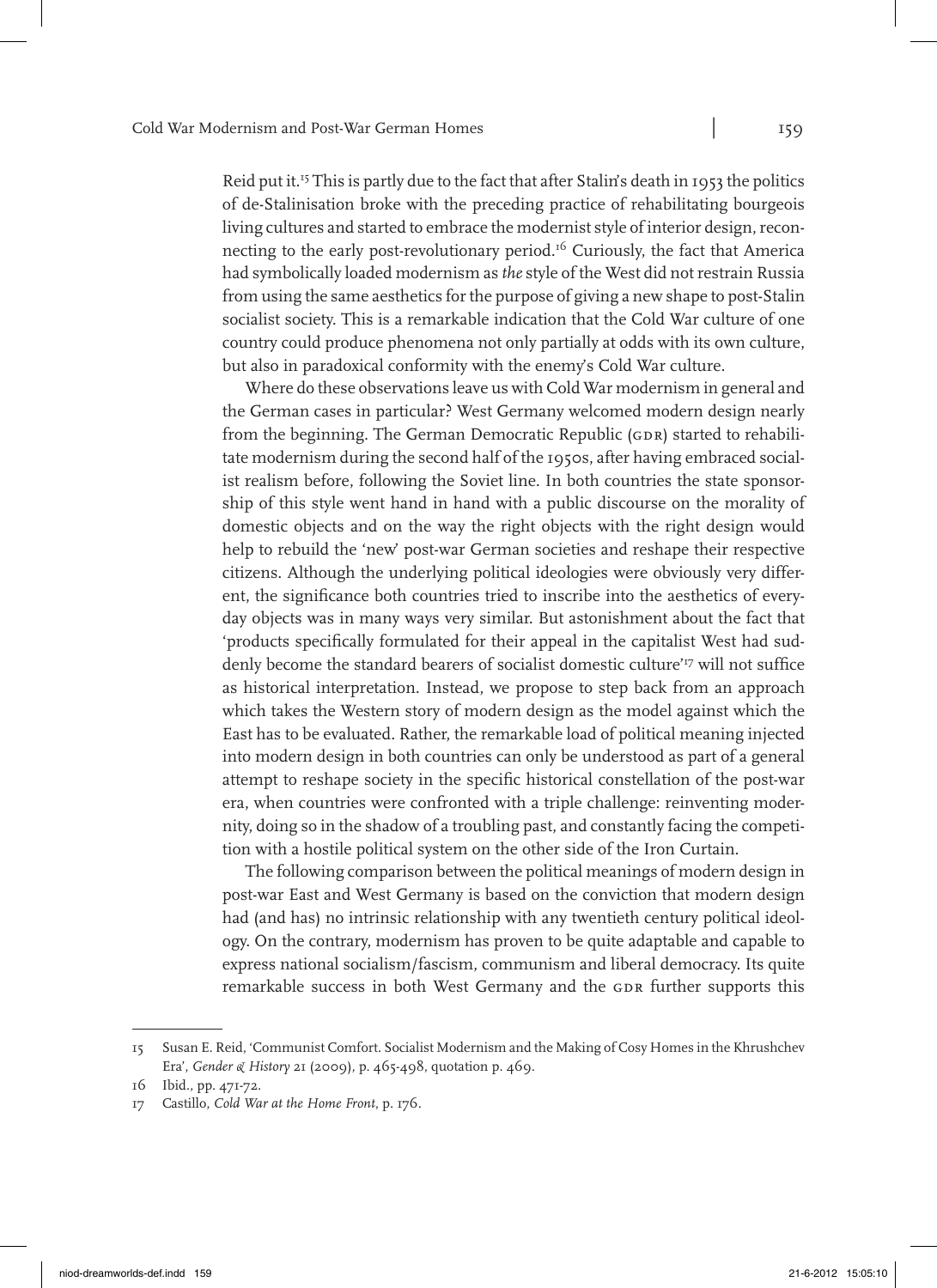Reid put it.[15] This is partly due to the fact that after Stalin's death in 1953 the politics of de-Stalinisation broke with the preceding practice of rehabilitating bourgeois living cultures and started to embrace the modernist style of interior design, reconnecting to the early post-revolutionary period.[16] Curiously, the fact that America had symbolically loaded modernism as *the* style of the West did not restrain Russia from using the same aesthetics for the purpose of giving a new shape to post-Stalin socialist society. This is a remarkable indication that the Cold War culture of one country could produce phenomena not only partially at odds with its own culture, but also in paradoxical conformity with the enemy's Cold War culture.

Where do these observations leave us with Cold War modernism in general and the German cases in particular? West Germany welcomed modern design nearly from the beginning. The German Democratic Republic (GDR) started to rehabilitate modernism during the second half of the 1950s, after having embraced socialist realism before, following the Soviet line. In both countries the state sponsorship of this style went hand in hand with a public discourse on the morality of domestic objects and on the way the right objects with the right design would help to rebuild the 'new' post-war German societies and reshape their respective citizens. Although the underlying political ideologies were obviously very different, the significance both countries tried to inscribe into the aesthetics of everyday objects was in many ways very similar. But astonishment about the fact that 'products specifically formulated for their appeal in the capitalist West had suddenly become the standard bearers of socialist domestic culture'[17] will not suffice as historical interpretation. Instead, we propose to step back from an approach which takes the Western story of modern design as the model against which the East has to be evaluated. Rather, the remarkable load of political meaning injected into modern design in both countries can only be understood as part of a general attempt to reshape society in the specific historical constellation of the post-war era, when countries were confronted with a triple challenge: reinventing modernity, doing so in the shadow of a troubling past, and constantly facing the competition with a hostile political system on the other side of the Iron Curtain.

The following comparison between the political meanings of modern design in post-war East and West Germany is based on the conviction that modern design had (and has) no intrinsic relationship with any twentieth century political ideology. On the contrary, modernism has proven to be quite adaptable and capable to express national socialism/fascism, communism and liberal democracy. Its quite remarkable success in both West Germany and the GDR further supports this

---

15 Susan E. Reid, 'Communist Comfort. Socialist Modernism and the Making of Cosy Homes in the Khrushchev Era', *Gender & History* 21 (2009), p. 465-498, quotation p. 469.

16 Ibid., pp. 471-72.

17 Castillo, *Cold War at the Home Front*, p. 176.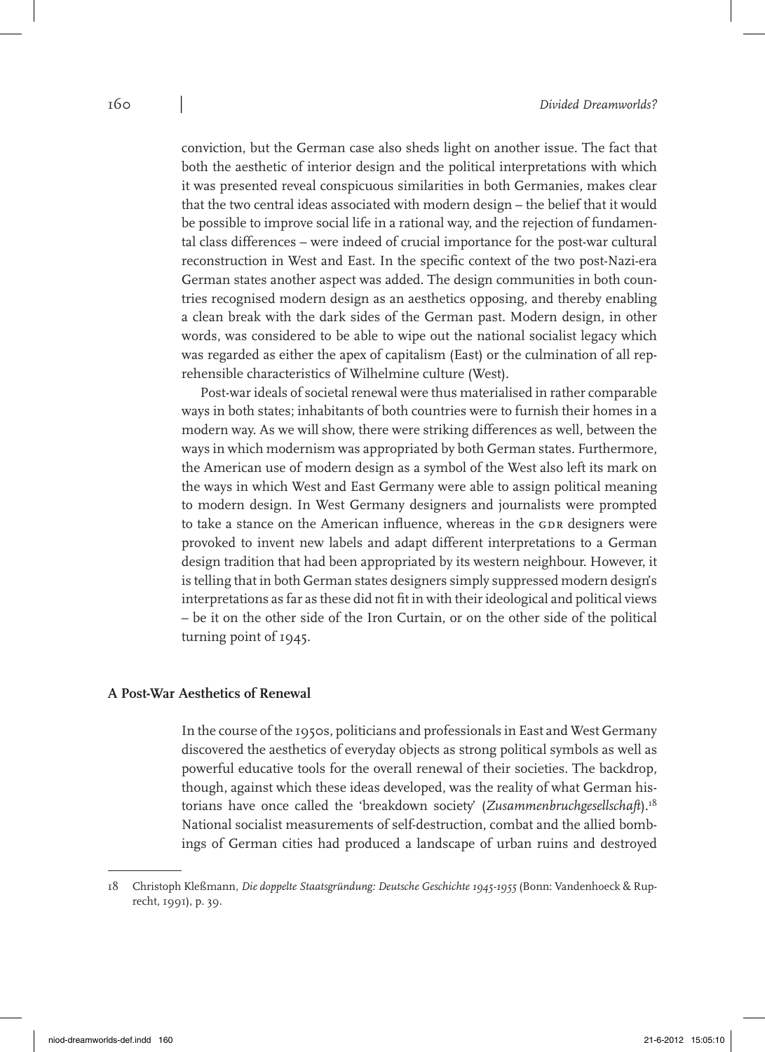conviction, but the German case also sheds light on another issue. The fact that both the aesthetic of interior design and the political interpretations with which it was presented reveal conspicuous similarities in both Germanies, makes clear that the two central ideas associated with modern design – the belief that it would be possible to improve social life in a rational way, and the rejection of fundamental class differences – were indeed of crucial importance for the post-war cultural reconstruction in West and East. In the specific context of the two post-Nazi-era German states another aspect was added. The design communities in both countries recognised modern design as an aesthetics opposing, and thereby enabling a clean break with the dark sides of the German past. Modern design, in other words, was considered to be able to wipe out the national socialist legacy which was regarded as either the apex of capitalism (East) or the culmination of all reprehensible characteristics of Wilhelmine culture (West).

Post-war ideals of societal renewal were thus materialised in rather comparable ways in both states; inhabitants of both countries were to furnish their homes in a modern way. As we will show, there were striking differences as well, between the ways in which modernism was appropriated by both German states. Furthermore, the American use of modern design as a symbol of the West also left its mark on the ways in which West and East Germany were able to assign political meaning to modern design. In West Germany designers and journalists were prompted to take a stance on the American influence, whereas in the GDR designers were provoked to invent new labels and adapt different interpretations to a German design tradition that had been appropriated by its western neighbour. However, it is telling that in both German states designers simply suppressed modern design's interpretations as far as these did not fit in with their ideological and political views – be it on the other side of the Iron Curtain, or on the other side of the political turning point of 1945.

### A Post-War Aesthetics of Renewal

In the course of the 1950s, politicians and professionals in East and West Germany discovered the aesthetics of everyday objects as strong political symbols as well as powerful educative tools for the overall renewal of their societies. The backdrop, though, against which these ideas developed, was the reality of what German historians have once called the 'breakdown society' (*Zusammenbruchgesellschaft*).[18] National socialist measurements of self-destruction, combat and the allied bombings of German cities had produced a landscape of urban ruins and destroyed

---

18 Christoph Kleßmann, *Die doppelte Staatsgründung: Deutsche Geschichte 1945-1955* (Bonn: Vandenhoeck & Ruprecht, 1991), p. 39.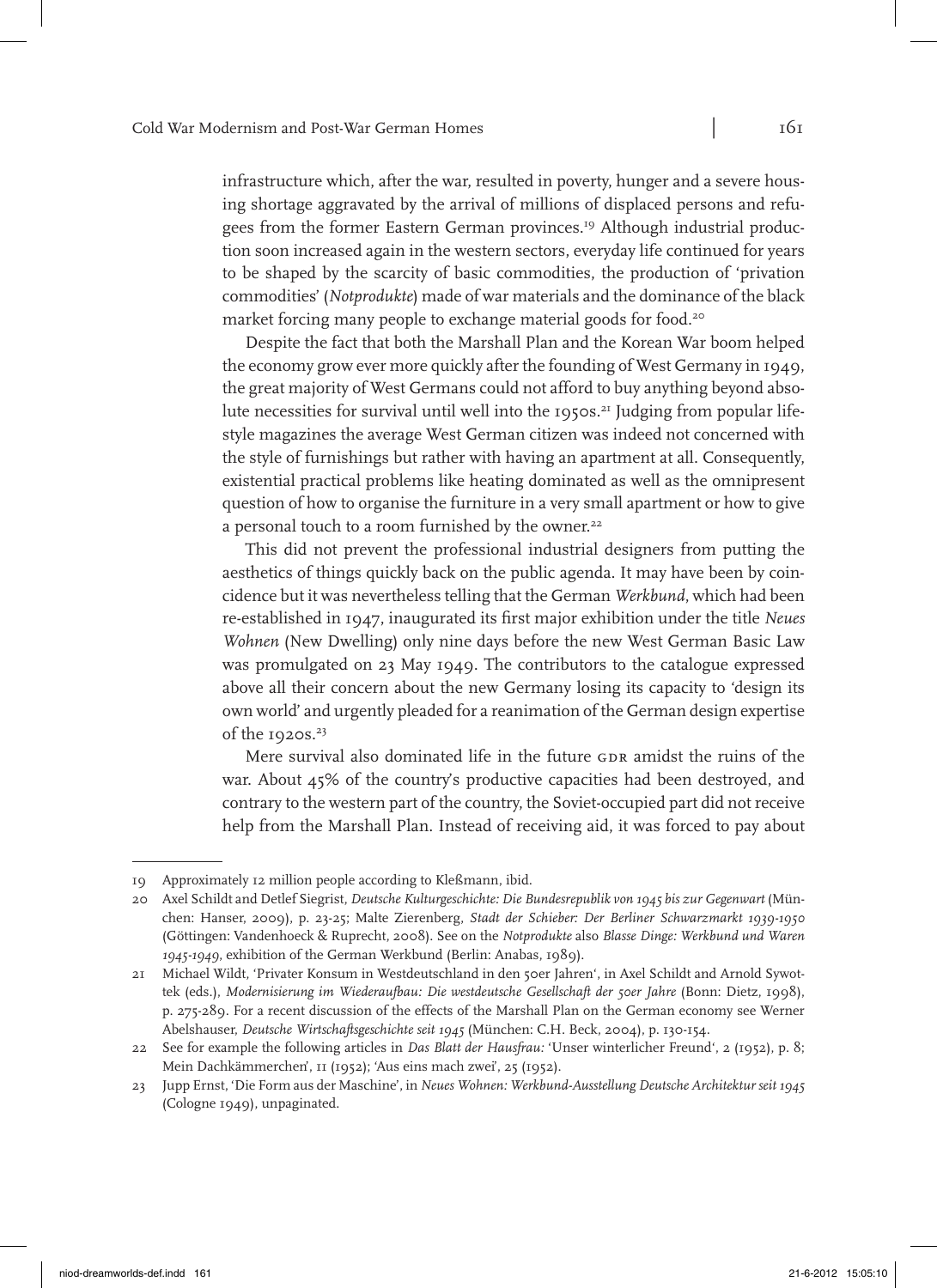infrastructure which, after the war, resulted in poverty, hunger and a severe housing shortage aggravated by the arrival of millions of displaced persons and refugees from the former Eastern German provinces.[19] Although industrial production soon increased again in the western sectors, everyday life continued for years to be shaped by the scarcity of basic commodities, the production of 'privation commodities' (*Notprodukte*) made of war materials and the dominance of the black market forcing many people to exchange material goods for food.[20]

Despite the fact that both the Marshall Plan and the Korean War boom helped the economy grow ever more quickly after the founding of West Germany in 1949, the great majority of West Germans could not afford to buy anything beyond absolute necessities for survival until well into the 1950s.[21] Judging from popular lifestyle magazines the average West German citizen was indeed not concerned with the style of furnishings but rather with having an apartment at all. Consequently, existential practical problems like heating dominated as well as the omnipresent question of how to organise the furniture in a very small apartment or how to give a personal touch to a room furnished by the owner.[22]

This did not prevent the professional industrial designers from putting the aesthetics of things quickly back on the public agenda. It may have been by coincidence but it was nevertheless telling that the German *Werkbund*, which had been re-established in 1947, inaugurated its first major exhibition under the title *Neues Wohnen* (New Dwelling) only nine days before the new West German Basic Law was promulgated on 23 May 1949. The contributors to the catalogue expressed above all their concern about the new Germany losing its capacity to 'design its own world' and urgently pleaded for a reanimation of the German design expertise of the 1920s.[23]

Mere survival also dominated life in the future GDR amidst the ruins of the war. About 45% of the country's productive capacities had been destroyed, and contrary to the western part of the country, the Soviet-occupied part did not receive help from the Marshall Plan. Instead of receiving aid, it was forced to pay about

---

19 Approximately 12 million people according to Kleßmann, ibid.

20 Axel Schildt and Detlef Siegrist, *Deutsche Kulturgeschichte: Die Bundesrepublik von 1945 bis zur Gegenwart* (München: Hanser, 2009), p. 23-25; Malte Zierenberg, *Stadt der Schieber: Der Berliner Schwarzmarkt 1939-1950* (Göttingen: Vandenhoeck & Ruprecht, 2008). See on the *Notprodukte* also *Blasse Dinge: Werkbund und Waren 1945-1949*, exhibition of the German Werkbund (Berlin: Anabas, 1989).

21 Michael Wildt, 'Privater Konsum in Westdeutschland in den 50er Jahren', in Axel Schildt and Arnold Sywottek (eds.), *Modernisierung im Wiederaufbau: Die westdeutsche Gesellschaft der 50er Jahre* (Bonn: Dietz, 1998), p. 275-289. For a recent discussion of the effects of the Marshall Plan on the German economy see Werner Abelshauser, *Deutsche Wirtschaftsgeschichte seit 1945* (München: C.H. Beck, 2004), p. 130-154.

22 See for example the following articles in *Das Blatt der Hausfrau:* 'Unser winterlicher Freund', 2 (1952), p. 8; Mein Dachkämmerchen', 11 (1952); 'Aus eins mach zwei', 25 (1952).

23 Jupp Ernst, 'Die Form aus der Maschine', in *Neues Wohnen: Werkbund-Ausstellung Deutsche Architektur seit 1945* (Cologne 1949), unpaginated.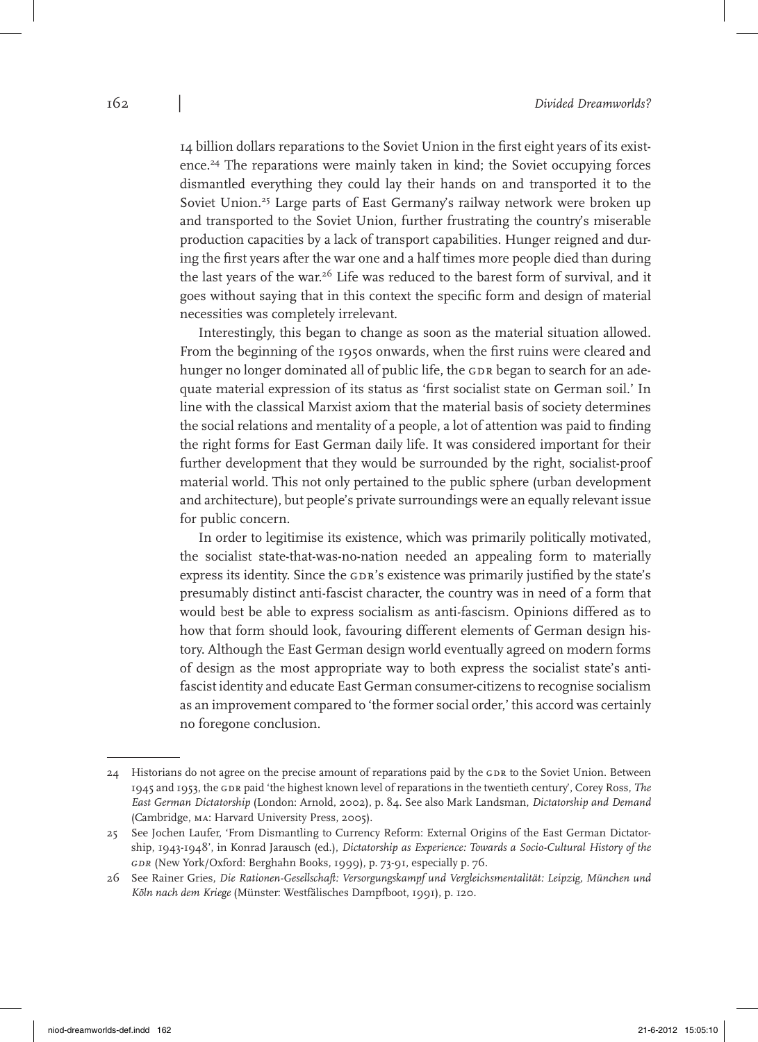14 billion dollars reparations to the Soviet Union in the first eight years of its existence.[24] The reparations were mainly taken in kind; the Soviet occupying forces dismantled everything they could lay their hands on and transported it to the Soviet Union.[25] Large parts of East Germany's railway network were broken up and transported to the Soviet Union, further frustrating the country's miserable production capacities by a lack of transport capabilities. Hunger reigned and during the first years after the war one and a half times more people died than during the last years of the war.[26] Life was reduced to the barest form of survival, and it goes without saying that in this context the specific form and design of material necessities was completely irrelevant.

Interestingly, this began to change as soon as the material situation allowed. From the beginning of the 1950s onwards, when the first ruins were cleared and hunger no longer dominated all of public life, the GDR began to search for an adequate material expression of its status as 'first socialist state on German soil.' In line with the classical Marxist axiom that the material basis of society determines the social relations and mentality of a people, a lot of attention was paid to finding the right forms for East German daily life. It was considered important for their further development that they would be surrounded by the right, socialist-proof material world. This not only pertained to the public sphere (urban development and architecture), but people's private surroundings were an equally relevant issue for public concern.

In order to legitimise its existence, which was primarily politically motivated, the socialist state-that-was-no-nation needed an appealing form to materially express its identity. Since the GDR's existence was primarily justified by the state's presumably distinct anti-fascist character, the country was in need of a form that would best be able to express socialism as anti-fascism. Opinions differed as to how that form should look, favouring different elements of German design history. Although the East German design world eventually agreed on modern forms of design as the most appropriate way to both express the socialist state's anti-fascist identity and educate East German consumer-citizens to recognise socialism as an improvement compared to 'the former social order,' this accord was certainly no foregone conclusion.

---

24 Historians do not agree on the precise amount of reparations paid by the GDR to the Soviet Union. Between 1945 and 1953, the GDR paid 'the highest known level of reparations in the twentieth century', Corey Ross, *The East German Dictatorship* (London: Arnold, 2002), p. 84. See also Mark Landsman, *Dictatorship and Demand* (Cambridge, MA: Harvard University Press, 2005).

25 See Jochen Laufer, 'From Dismantling to Currency Reform: External Origins of the East German Dictatorship, 1943-1948', in Konrad Jarausch (ed.), *Dictatorship as Experience: Towards a Socio-Cultural History of the GDR* (New York/Oxford: Berghahn Books, 1999), p. 73-91, especially p. 76.

26 See Rainer Gries, *Die Rationen-Gesellschaft: Versorgungskampf und Vergleichsmentalität: Leipzig, München und Köln nach dem Kriege* (Münster: Westfälisches Dampfboot, 1991), p. 120.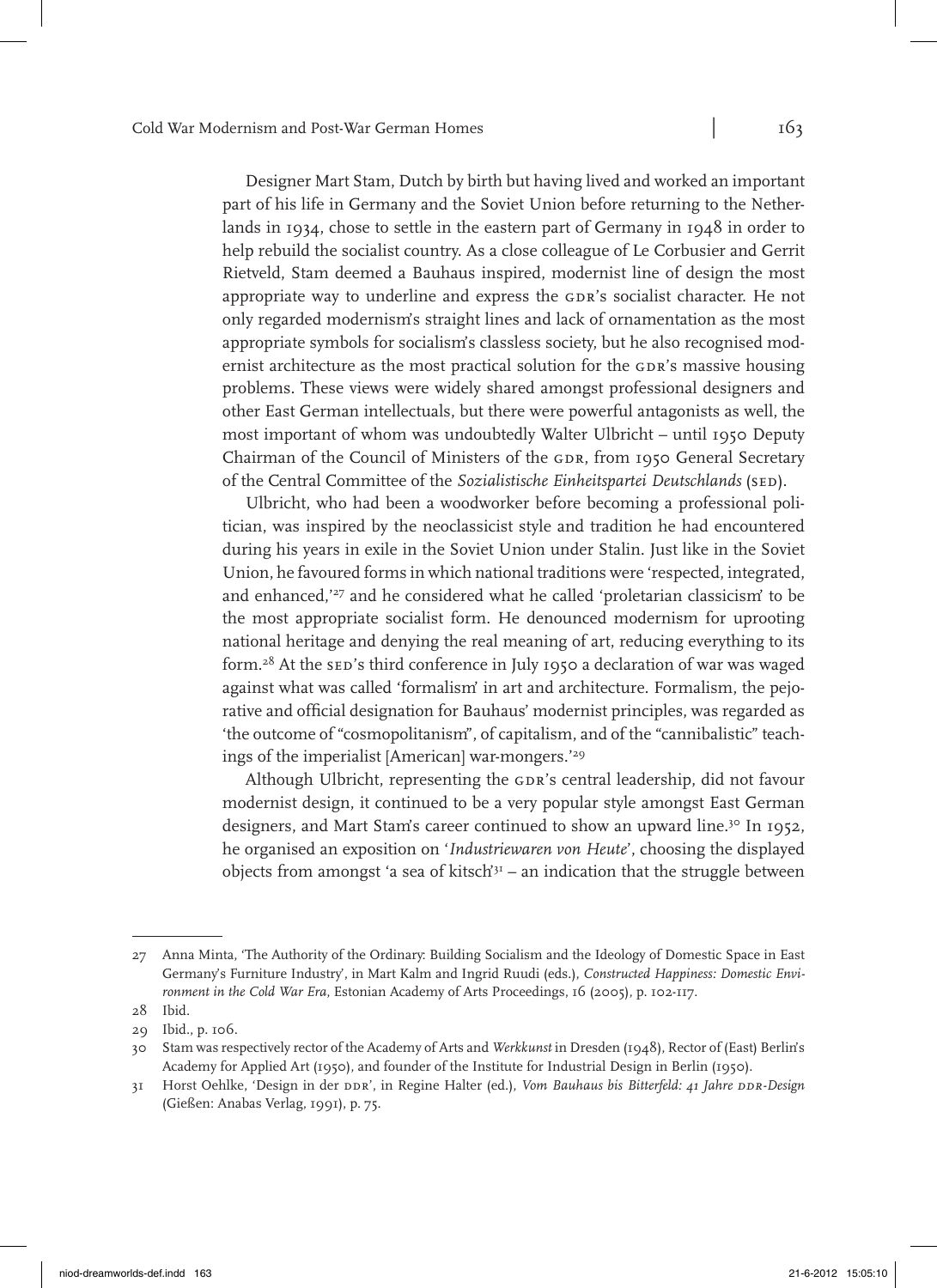Designer Mart Stam, Dutch by birth but having lived and worked an important part of his life in Germany and the Soviet Union before returning to the Netherlands in 1934, chose to settle in the eastern part of Germany in 1948 in order to help rebuild the socialist country. As a close colleague of Le Corbusier and Gerrit Rietveld, Stam deemed a Bauhaus inspired, modernist line of design the most appropriate way to underline and express the GDR's socialist character. He not only regarded modernism's straight lines and lack of ornamentation as the most appropriate symbols for socialism's classless society, but he also recognised modernist architecture as the most practical solution for the GDR's massive housing problems. These views were widely shared amongst professional designers and other East German intellectuals, but there were powerful antagonists as well, the most important of whom was undoubtedly Walter Ulbricht – until 1950 Deputy Chairman of the Council of Ministers of the GDR, from 1950 General Secretary of the Central Committee of the *Sozialistische Einheitspartei Deutschlands* (SED).

Ulbricht, who had been a woodworker before becoming a professional politician, was inspired by the neoclassicist style and tradition he had encountered during his years in exile in the Soviet Union under Stalin. Just like in the Soviet Union, he favoured forms in which national traditions were 'respected, integrated, and enhanced,'[27] and he considered what he called 'proletarian classicism' to be the most appropriate socialist form. He denounced modernism for uprooting national heritage and denying the real meaning of art, reducing everything to its form.[28] At the SED's third conference in July 1950 a declaration of war was waged against what was called 'formalism' in art and architecture. Formalism, the pejorative and official designation for Bauhaus' modernist principles, was regarded as 'the outcome of "cosmopolitanism", of capitalism, and of the "cannibalistic" teachings of the imperialist [American] war-mongers.'[29]

Although Ulbricht, representing the GDR's central leadership, did not favour modernist design, it continued to be a very popular style amongst East German designers, and Mart Stam's career continued to show an upward line.[30] In 1952, he organised an exposition on '*Industriewaren von Heute*', choosing the displayed objects from amongst 'a sea of kitsch'[31] – an indication that the struggle between

---

27 Anna Minta, 'The Authority of the Ordinary: Building Socialism and the Ideology of Domestic Space in East Germany's Furniture Industry', in Mart Kalm and Ingrid Ruudi (eds.), *Constructed Happiness: Domestic Environment in the Cold War Era*, Estonian Academy of Arts Proceedings, 16 (2005), p. 102-117.

28 Ibid.

29 Ibid., p. 106.

30 Stam was respectively rector of the Academy of Arts and *Werkkunst* in Dresden (1948), Rector of (East) Berlin's Academy for Applied Art (1950), and founder of the Institute for Industrial Design in Berlin (1950).

31 Horst Oehlke, 'Design in der DDR', in Regine Halter (ed.), *Vom Bauhaus bis Bitterfeld: 41 Jahre DDR-Design* (Gießen: Anabas Verlag, 1991), p. 75.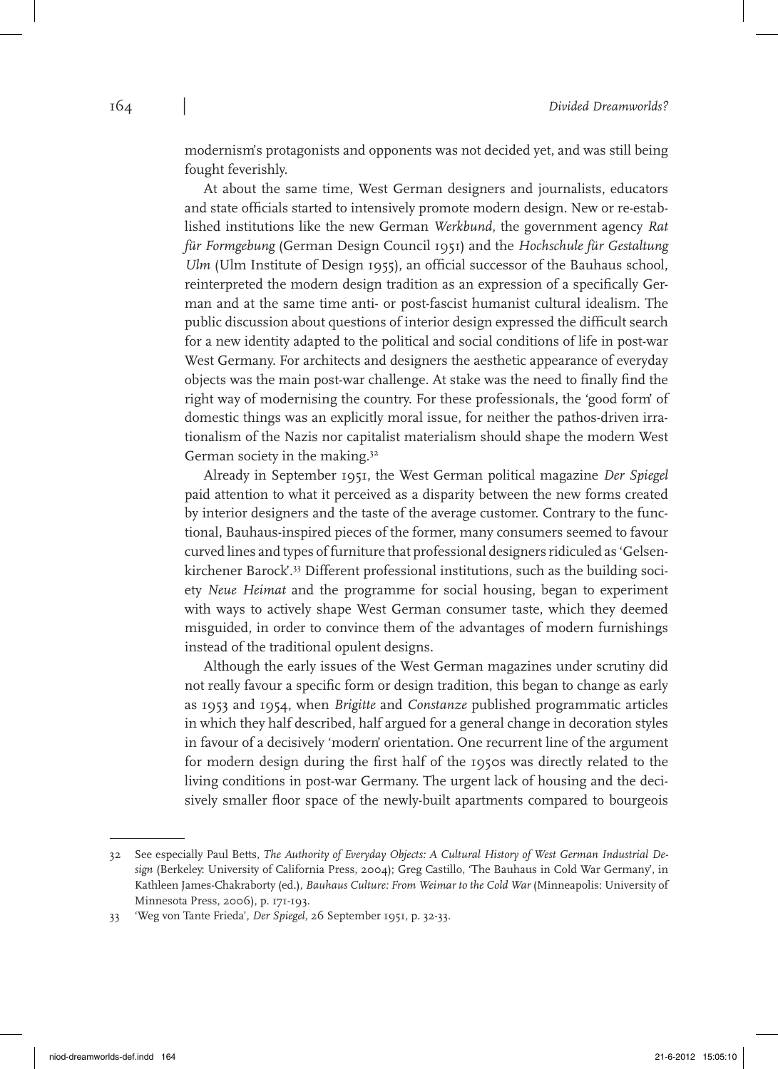modernism's protagonists and opponents was not decided yet, and was still being fought feverishly.

At about the same time, West German designers and journalists, educators and state officials started to intensively promote modern design. New or re-established institutions like the new German *Werkbund*, the government agency *Rat für Formgebung* (German Design Council 1951) and the *Hochschule für Gestaltung Ulm* (Ulm Institute of Design 1955), an official successor of the Bauhaus school, reinterpreted the modern design tradition as an expression of a specifically German and at the same time anti- or post-fascist humanist cultural idealism. The public discussion about questions of interior design expressed the difficult search for a new identity adapted to the political and social conditions of life in post-war West Germany. For architects and designers the aesthetic appearance of everyday objects was the main post-war challenge. At stake was the need to finally find the right way of modernising the country. For these professionals, the 'good form' of domestic things was an explicitly moral issue, for neither the pathos-driven irrationalism of the Nazis nor capitalist materialism should shape the modern West German society in the making.[32]

Already in September 1951, the West German political magazine *Der Spiegel* paid attention to what it perceived as a disparity between the new forms created by interior designers and the taste of the average customer. Contrary to the functional, Bauhaus-inspired pieces of the former, many consumers seemed to favour curved lines and types of furniture that professional designers ridiculed as 'Gelsenkirchener Barock'.[33] Different professional institutions, such as the building society *Neue Heimat* and the programme for social housing, began to experiment with ways to actively shape West German consumer taste, which they deemed misguided, in order to convince them of the advantages of modern furnishings instead of the traditional opulent designs.

Although the early issues of the West German magazines under scrutiny did not really favour a specific form or design tradition, this began to change as early as 1953 and 1954, when *Brigitte* and *Constanze* published programmatic articles in which they half described, half argued for a general change in decoration styles in favour of a decisively 'modern' orientation. One recurrent line of the argument for modern design during the first half of the 1950s was directly related to the living conditions in post-war Germany. The urgent lack of housing and the decisively smaller floor space of the newly-built apartments compared to bourgeois

---

32 See especially Paul Betts, *The Authority of Everyday Objects: A Cultural History of West German Industrial Design* (Berkeley: University of California Press, 2004); Greg Castillo, 'The Bauhaus in Cold War Germany', in Kathleen James-Chakraborty (ed.), *Bauhaus Culture: From Weimar to the Cold War* (Minneapolis: University of Minnesota Press, 2006), p. 171-193.

33 'Weg von Tante Frieda', *Der Spiegel*, 26 September 1951, p. 32-33.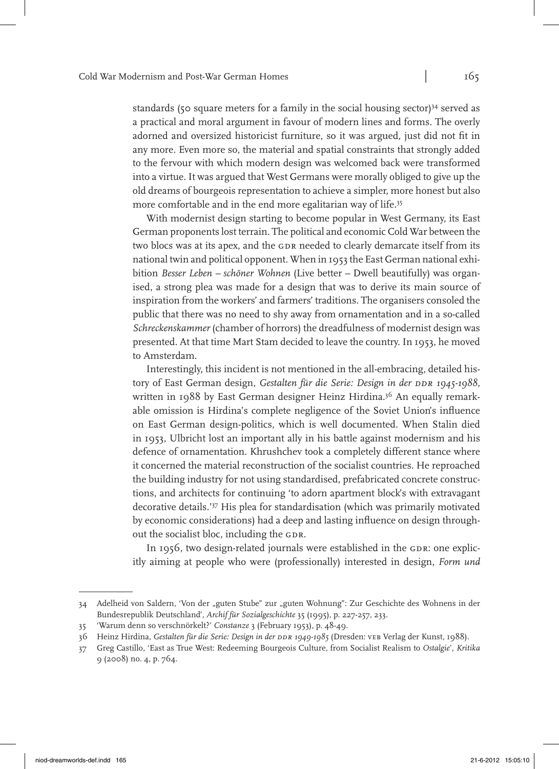standards (50 square meters for a family in the social housing sector)[34] served as a practical and moral argument in favour of modern lines and forms. The overly adorned and oversized historicist furniture, so it was argued, just did not fit in any more. Even more so, the material and spatial constraints that strongly added to the fervour with which modern design was welcomed back were transformed into a virtue. It was argued that West Germans were morally obliged to give up the old dreams of bourgeois representation to achieve a simpler, more honest but also more comfortable and in the end more egalitarian way of life.[35]

With modernist design starting to become popular in West Germany, its East German proponents lost terrain. The political and economic Cold War between the two blocs was at its apex, and the GDR needed to clearly demarcate itself from its national twin and political opponent. When in 1953 the East German national exhibition *Besser Leben – schöner Wohnen* (Live better – Dwell beautifully) was organised, a strong plea was made for a design that was to derive its main source of inspiration from the workers' and farmers' traditions. The organisers consoled the public that there was no need to shy away from ornamentation and in a so-called *Schreckenskammer* (chamber of horrors) the dreadfulness of modernist design was presented. At that time Mart Stam decided to leave the country. In 1953, he moved to Amsterdam.

Interestingly, this incident is not mentioned in the all-embracing, detailed history of East German design, *Gestalten für die Serie: Design in der DDR 1945-1988*, written in 1988 by East German designer Heinz Hirdina.[36] An equally remarkable omission is Hirdina's complete negligence of the Soviet Union's influence on East German design-politics, which is well documented. When Stalin died in 1953, Ulbricht lost an important ally in his battle against modernism and his defence of ornamentation. Khrushchev took a completely different stance where it concerned the material reconstruction of the socialist countries. He reproached the building industry for not using standardised, prefabricated concrete constructions, and architects for continuing 'to adorn apartment block's with extravagant decorative details.'[37] His plea for standardisation (which was primarily motivated by economic considerations) had a deep and lasting influence on design throughout the socialist bloc, including the GDR.

In 1956, two design-related journals were established in the GDR: one explicitly aiming at people who were (professionally) interested in design, *Form und*

---

34 Adelheid von Saldern, 'Von der „guten Stube" zur „guten Wohnung": Zur Geschichte des Wohnens in der Bundesrepublik Deutschland', *Archif für Sozialgeschichte* 35 (1995), p. 227-257, 233.

35 'Warum denn so verschnörkelt?' *Constanze* 3 (February 1953), p. 48-49.

36 Heinz Hirdina, *Gestalten für die Serie: Design in der DDR 1949-1985* (Dresden: VEB Verlag der Kunst, 1988).

37 Greg Castillo, 'East as True West: Redeeming Bourgeois Culture, from Socialist Realism to *Ostalgie*', *Kritika* 9 (2008) no. 4, p. 764.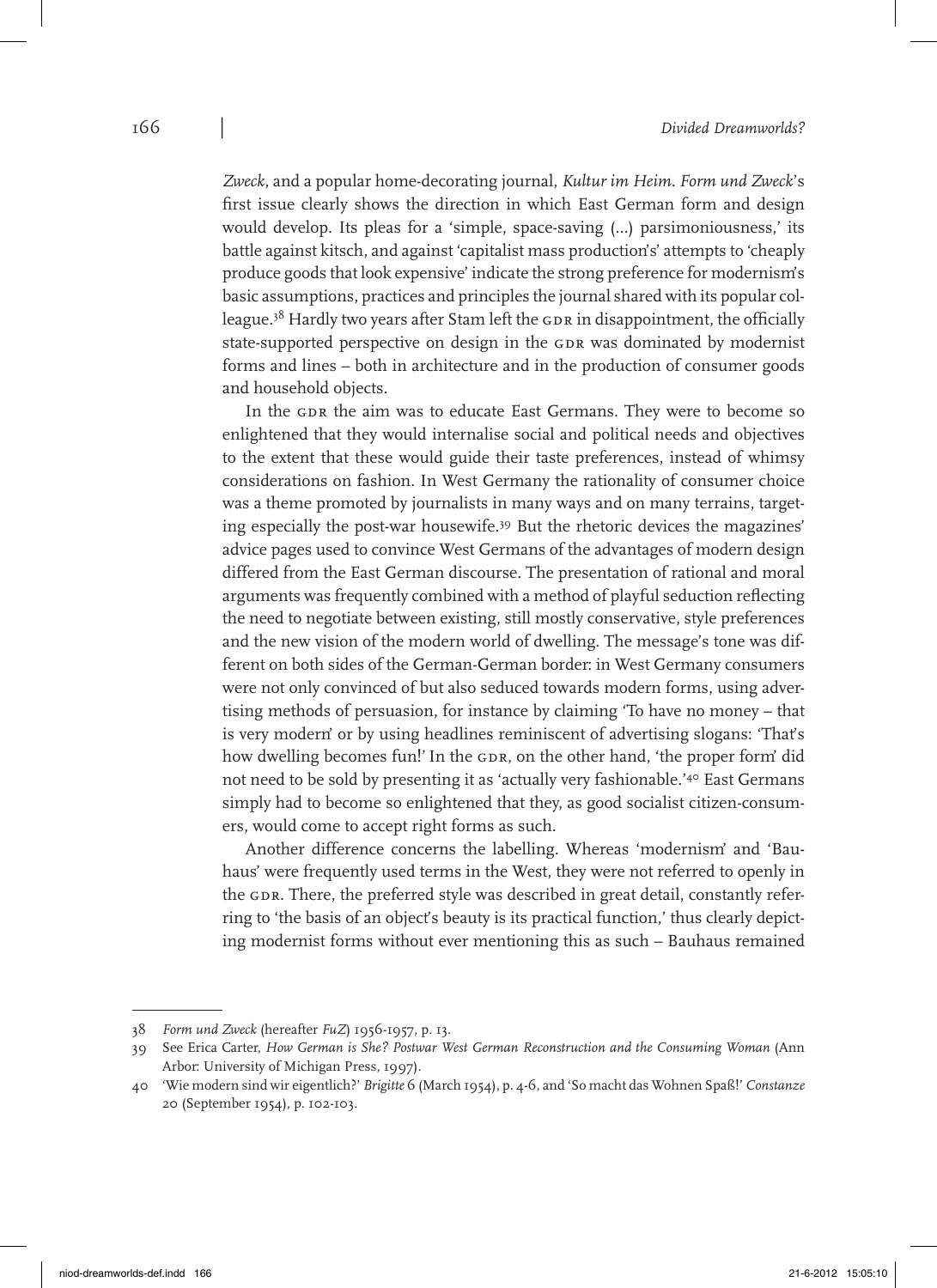*Zweck*, and a popular home-decorating journal, *Kultur im Heim*. *Form und Zweck*'s first issue clearly shows the direction in which East German form and design would develop. Its pleas for a 'simple, space-saving (...) parsimoniousness,' its battle against kitsch, and against 'capitalist mass production's' attempts to 'cheaply produce goods that look expensive' indicate the strong preference for modernism's basic assumptions, practices and principles the journal shared with its popular colleague.[38] Hardly two years after Stam left the GDR in disappointment, the officially state-supported perspective on design in the GDR was dominated by modernist forms and lines – both in architecture and in the production of consumer goods and household objects.

In the GDR the aim was to educate East Germans. They were to become so enlightened that they would internalise social and political needs and objectives to the extent that these would guide their taste preferences, instead of whimsy considerations on fashion. In West Germany the rationality of consumer choice was a theme promoted by journalists in many ways and on many terrains, targeting especially the post-war housewife.[39] But the rhetoric devices the magazines' advice pages used to convince West Germans of the advantages of modern design differed from the East German discourse. The presentation of rational and moral arguments was frequently combined with a method of playful seduction reflecting the need to negotiate between existing, still mostly conservative, style preferences and the new vision of the modern world of dwelling. The message's tone was different on both sides of the German-German border: in West Germany consumers were not only convinced of but also seduced towards modern forms, using advertising methods of persuasion, for instance by claiming 'To have no money – that is very modern' or by using headlines reminiscent of advertising slogans: 'That's how dwelling becomes fun!' In the GDR, on the other hand, 'the proper form' did not need to be sold by presenting it as 'actually very fashionable.'[40] East Germans simply had to become so enlightened that they, as good socialist citizen-consumers, would come to accept right forms as such.

Another difference concerns the labelling. Whereas 'modernism' and 'Bauhaus' were frequently used terms in the West, they were not referred to openly in the GDR. There, the preferred style was described in great detail, constantly referring to 'the basis of an object's beauty is its practical function,' thus clearly depicting modernist forms without ever mentioning this as such – Bauhaus remained

---

38 *Form und Zweck* (hereafter *FuZ*) 1956-1957, p. 13.

39 See Erica Carter, *How German is She? Postwar West German Reconstruction and the Consuming Woman* (Ann Arbor: University of Michigan Press, 1997).

40 'Wie modern sind wir eigentlich?' *Brigitte* 6 (March 1954), p. 4-6, and 'So macht das Wohnen Spaß!' *Constanze* 20 (September 1954), p. 102-103.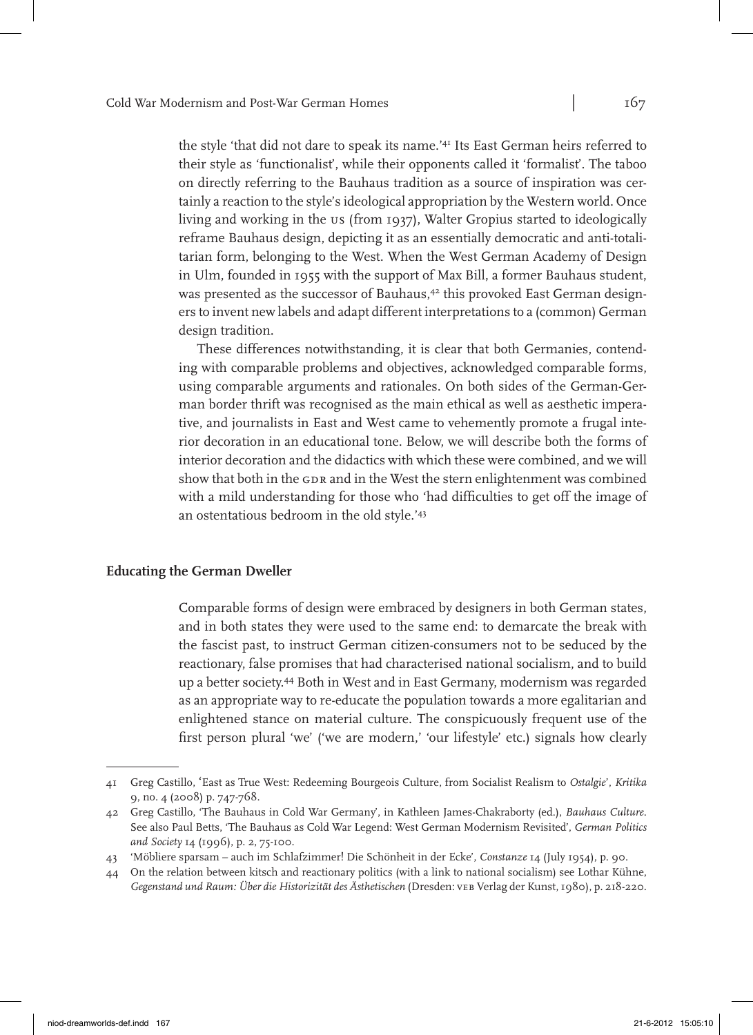the style 'that did not dare to speak its name.'[41] Its East German heirs referred to their style as 'functionalist', while their opponents called it 'formalist'. The taboo on directly referring to the Bauhaus tradition as a source of inspiration was certainly a reaction to the style's ideological appropriation by the Western world. Once living and working in the US (from 1937), Walter Gropius started to ideologically reframe Bauhaus design, depicting it as an essentially democratic and anti-totalitarian form, belonging to the West. When the West German Academy of Design in Ulm, founded in 1955 with the support of Max Bill, a former Bauhaus student, was presented as the successor of Bauhaus,[42] this provoked East German designers to invent new labels and adapt different interpretations to a (common) German design tradition.

These differences notwithstanding, it is clear that both Germanies, contending with comparable problems and objectives, acknowledged comparable forms, using comparable arguments and rationales. On both sides of the German-German border thrift was recognised as the main ethical as well as aesthetic imperative, and journalists in East and West came to vehemently promote a frugal interior decoration in an educational tone. Below, we will describe both the forms of interior decoration and the didactics with which these were combined, and we will show that both in the GDR and in the West the stern enlightenment was combined with a mild understanding for those who 'had difficulties to get off the image of an ostentatious bedroom in the old style.'[43]

## Educating the German Dweller

Comparable forms of design were embraced by designers in both German states, and in both states they were used to the same end: to demarcate the break with the fascist past, to instruct German citizen-consumers not to be seduced by the reactionary, false promises that had characterised national socialism, and to build up a better society.[44] Both in West and in East Germany, modernism was regarded as an appropriate way to re-educate the population towards a more egalitarian and enlightened stance on material culture. The conspicuously frequent use of the first person plural 'we' ('we are modern,' 'our lifestyle' etc.) signals how clearly

---

41 Greg Castillo, 'East as True West: Redeeming Bourgeois Culture, from Socialist Realism to *Ostalgie*', *Kritika* 9, no. 4 (2008) p. 747-768.

42 Greg Castillo, 'The Bauhaus in Cold War Germany', in Kathleen James-Chakraborty (ed.), *Bauhaus Culture*. See also Paul Betts, 'The Bauhaus as Cold War Legend: West German Modernism Revisited', *German Politics and Society* 14 (1996), p. 2, 75-100.

43 'Möbliere sparsam – auch im Schlafzimmer! Die Schönheit in der Ecke', *Constanze* 14 (July 1954), p. 90.

44 On the relation between kitsch and reactionary politics (with a link to national socialism) see Lothar Kühne, *Gegenstand und Raum: Über die Historizität des Ästhetischen* (Dresden: VEB Verlag der Kunst, 1980), p. 218-220.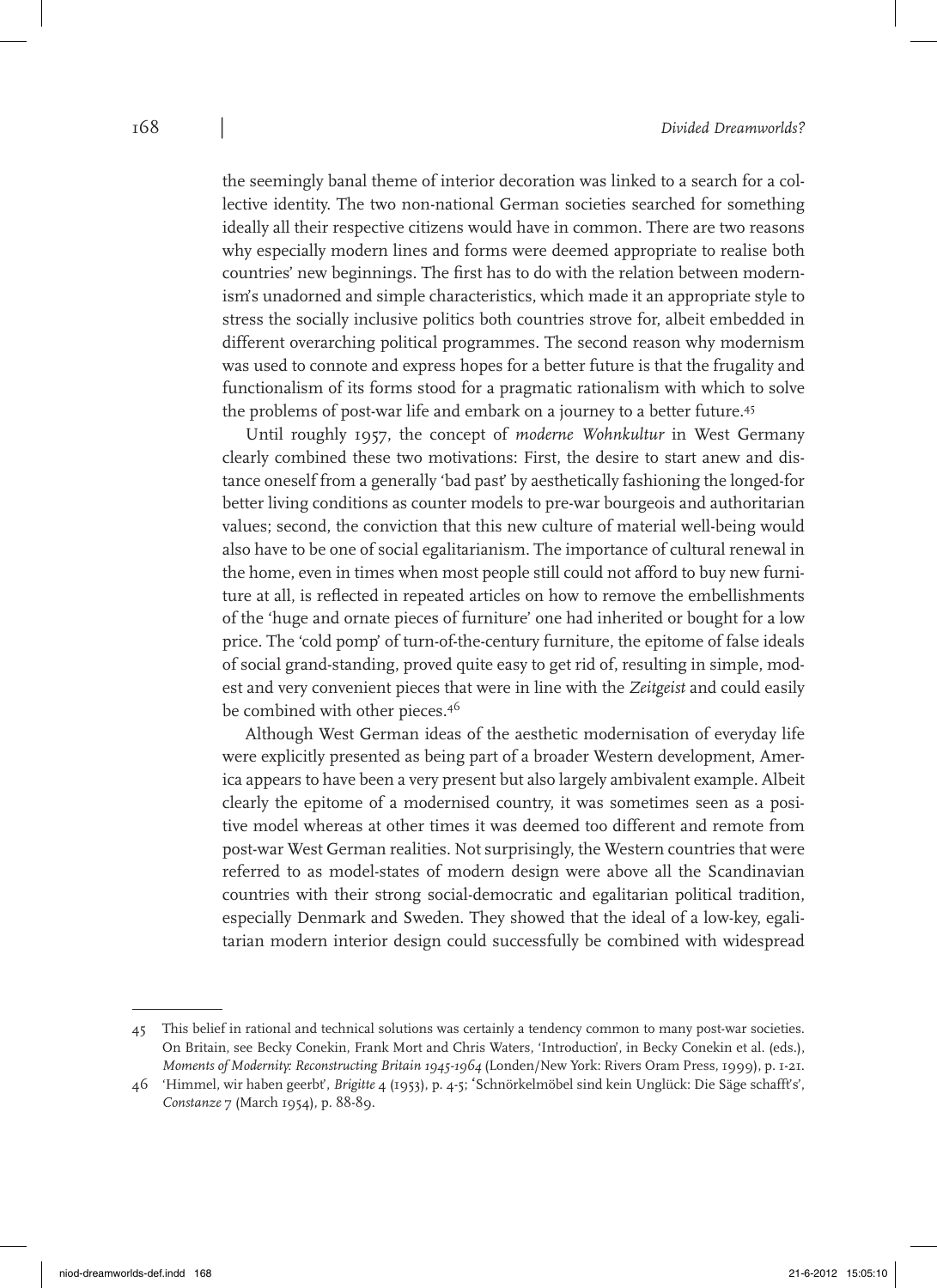the seemingly banal theme of interior decoration was linked to a search for a collective identity. The two non-national German societies searched for something ideally all their respective citizens would have in common. There are two reasons why especially modern lines and forms were deemed appropriate to realise both countries' new beginnings. The first has to do with the relation between modernism's unadorned and simple characteristics, which made it an appropriate style to stress the socially inclusive politics both countries strove for, albeit embedded in different overarching political programmes. The second reason why modernism was used to connote and express hopes for a better future is that the frugality and functionalism of its forms stood for a pragmatic rationalism with which to solve the problems of post-war life and embark on a journey to a better future.[45]

Until roughly 1957, the concept of *moderne Wohnkultur* in West Germany clearly combined these two motivations: First, the desire to start anew and distance oneself from a generally 'bad past' by aesthetically fashioning the longed-for better living conditions as counter models to pre-war bourgeois and authoritarian values; second, the conviction that this new culture of material well-being would also have to be one of social egalitarianism. The importance of cultural renewal in the home, even in times when most people still could not afford to buy new furniture at all, is reflected in repeated articles on how to remove the embellishments of the 'huge and ornate pieces of furniture' one had inherited or bought for a low price. The 'cold pomp' of turn-of-the-century furniture, the epitome of false ideals of social grand-standing, proved quite easy to get rid of, resulting in simple, modest and very convenient pieces that were in line with the *Zeitgeist* and could easily be combined with other pieces.[46]

Although West German ideas of the aesthetic modernisation of everyday life were explicitly presented as being part of a broader Western development, America appears to have been a very present but also largely ambivalent example. Albeit clearly the epitome of a modernised country, it was sometimes seen as a positive model whereas at other times it was deemed too different and remote from post-war West German realities. Not surprisingly, the Western countries that were referred to as model-states of modern design were above all the Scandinavian countries with their strong social-democratic and egalitarian political tradition, especially Denmark and Sweden. They showed that the ideal of a low-key, egalitarian modern interior design could successfully be combined with widespread

---

45 This belief in rational and technical solutions was certainly a tendency common to many post-war societies. On Britain, see Becky Conekin, Frank Mort and Chris Waters, 'Introduction', in Becky Conekin et al. (eds.), *Moments of Modernity: Reconstructing Britain 1945-1964* (Londen/New York: Rivers Oram Press, 1999), p. 1-21.

46 'Himmel, wir haben geerbt', *Brigitte* 4 (1953), p. 4-5; 'Schnörkelmöbel sind kein Unglück: Die Säge schafft's', *Constanze* 7 (March 1954), p. 88-89.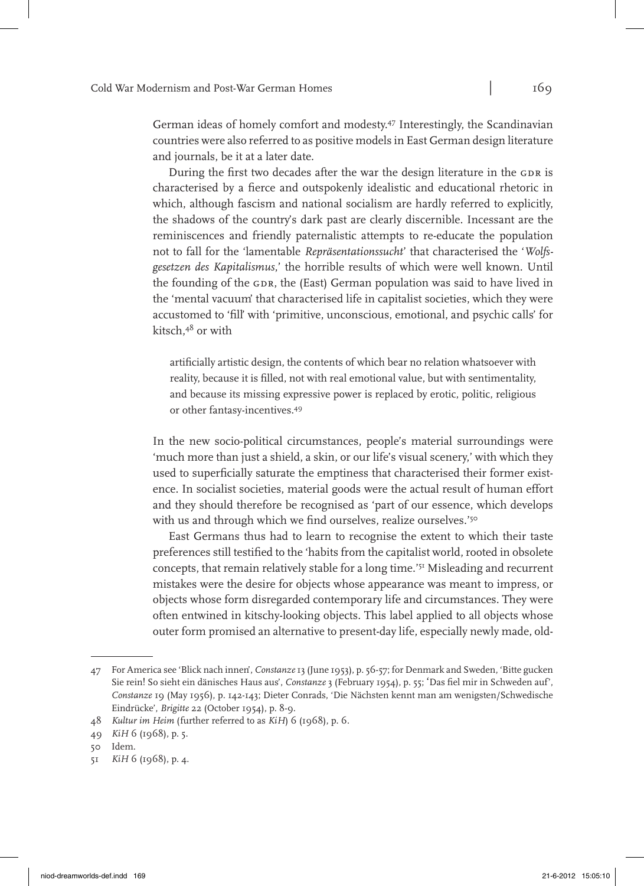German ideas of homely comfort and modesty.[47] Interestingly, the Scandinavian countries were also referred to as positive models in East German design literature and journals, be it at a later date.

During the first two decades after the war the design literature in the GDR is characterised by a fierce and outspokenly idealistic and educational rhetoric in which, although fascism and national socialism are hardly referred to explicitly, the shadows of the country's dark past are clearly discernible. Incessant are the reminiscences and friendly paternalistic attempts to re-educate the population not to fall for the 'lamentable *Repräsentationssucht*' that characterised the '*Wolfsgesetzen des Kapitalismus*,' the horrible results of which were well known. Until the founding of the GDR, the (East) German population was said to have lived in the 'mental vacuum' that characterised life in capitalist societies, which they were accustomed to 'fill' with 'primitive, unconscious, emotional, and psychic calls' for kitsch,[48] or with

> artificially artistic design, the contents of which bear no relation whatsoever with reality, because it is filled, not with real emotional value, but with sentimentality, and because its missing expressive power is replaced by erotic, politic, religious or other fantasy-incentives.[49]

In the new socio-political circumstances, people's material surroundings were 'much more than just a shield, a skin, or our life's visual scenery,' with which they used to superficially saturate the emptiness that characterised their former existence. In socialist societies, material goods were the actual result of human effort and they should therefore be recognised as 'part of our essence, which develops with us and through which we find ourselves, realize ourselves.'[50]

East Germans thus had to learn to recognise the extent to which their taste preferences still testified to the 'habits from the capitalist world, rooted in obsolete concepts, that remain relatively stable for a long time.'[51] Misleading and recurrent mistakes were the desire for objects whose appearance was meant to impress, or objects whose form disregarded contemporary life and circumstances. They were often entwined in kitschy-looking objects. This label applied to all objects whose outer form promised an alternative to present-day life, especially newly made, old-

---

47 For America see 'Blick nach innen', *Constanze* 13 (June 1953), p. 56-57; for Denmark and Sweden, 'Bitte gucken Sie rein! So sieht ein dänisches Haus aus', *Constanze* 3 (February 1954), p. 55; 'Das fiel mir in Schweden auf', *Constanze* 19 (May 1956), p. 142-143; Dieter Conrads, 'Die Nächsten kennt man am wenigsten/Schwedische Eindrücke', *Brigitte* 22 (October 1954), p. 8-9.

48 *Kultur im Heim* (further referred to as *KiH*) 6 (1968), p. 6.

49 *KiH* 6 (1968), p. 5.

50 Idem.

51 *KiH* 6 (1968), p. 4.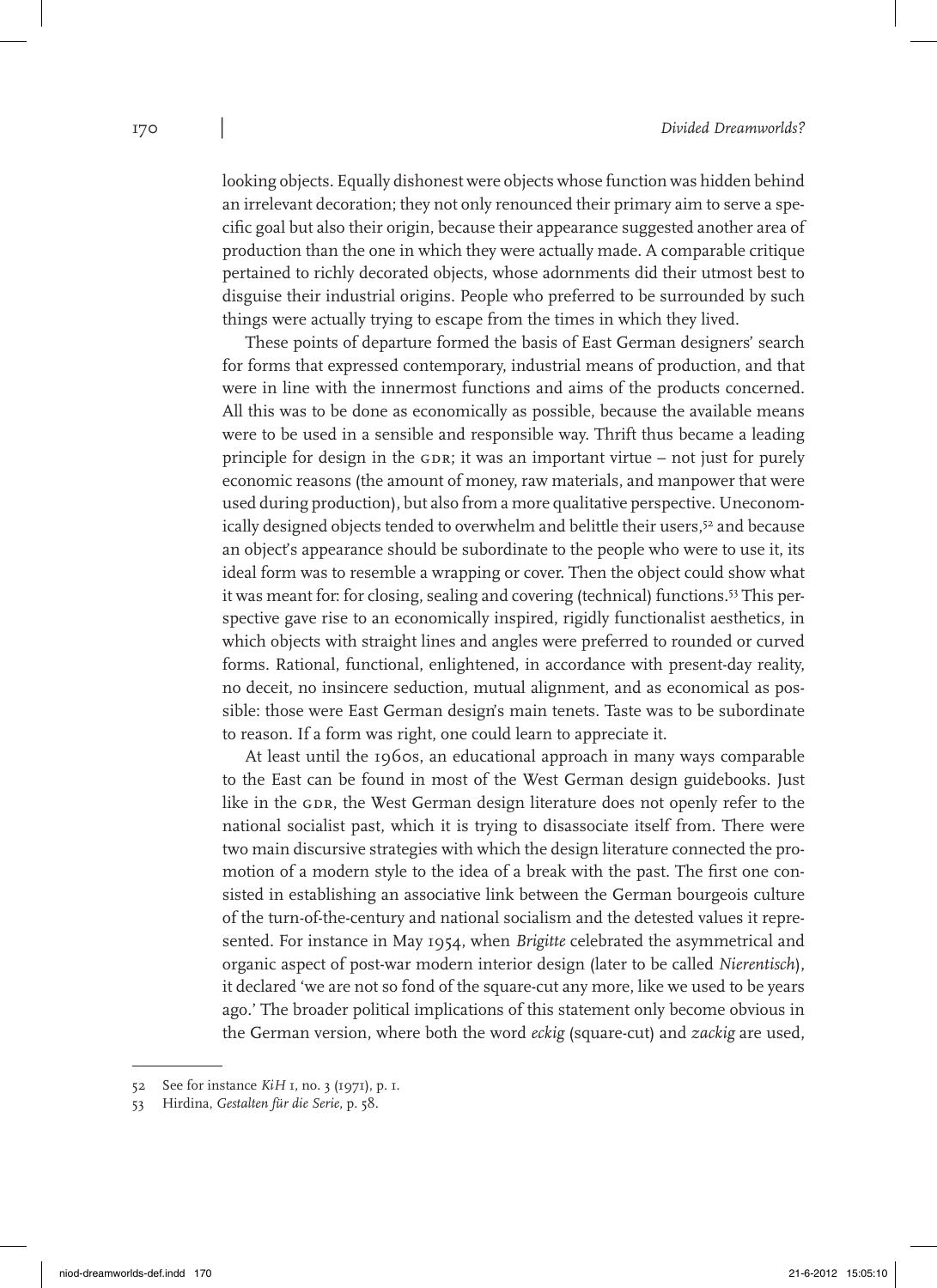looking objects. Equally dishonest were objects whose function was hidden behind an irrelevant decoration; they not only renounced their primary aim to serve a specific goal but also their origin, because their appearance suggested another area of production than the one in which they were actually made. A comparable critique pertained to richly decorated objects, whose adornments did their utmost best to disguise their industrial origins. People who preferred to be surrounded by such things were actually trying to escape from the times in which they lived.

These points of departure formed the basis of East German designers' search for forms that expressed contemporary, industrial means of production, and that were in line with the innermost functions and aims of the products concerned. All this was to be done as economically as possible, because the available means were to be used in a sensible and responsible way. Thrift thus became a leading principle for design in the GDR; it was an important virtue – not just for purely economic reasons (the amount of money, raw materials, and manpower that were used during production), but also from a more qualitative perspective. Uneconomically designed objects tended to overwhelm and belittle their users,[52] and because an object's appearance should be subordinate to the people who were to use it, its ideal form was to resemble a wrapping or cover. Then the object could show what it was meant for: for closing, sealing and covering (technical) functions.[53] This perspective gave rise to an economically inspired, rigidly functionalist aesthetics, in which objects with straight lines and angles were preferred to rounded or curved forms. Rational, functional, enlightened, in accordance with present-day reality, no deceit, no insincere seduction, mutual alignment, and as economical as possible: those were East German design's main tenets. Taste was to be subordinate to reason. If a form was right, one could learn to appreciate it.

At least until the 1960s, an educational approach in many ways comparable to the East can be found in most of the West German design guidebooks. Just like in the GDR, the West German design literature does not openly refer to the national socialist past, which it is trying to disassociate itself from. There were two main discursive strategies with which the design literature connected the promotion of a modern style to the idea of a break with the past. The first one consisted in establishing an associative link between the German bourgeois culture of the turn-of-the-century and national socialism and the detested values it represented. For instance in May 1954, when *Brigitte* celebrated the asymmetrical and organic aspect of post-war modern interior design (later to be called *Nierentisch*), it declared 'we are not so fond of the square-cut any more, like we used to be years ago.' The broader political implications of this statement only become obvious in the German version, where both the word *eckig* (square-cut) and *zackig* are used,

52 See for instance *KiH* 1, no. 3 (1971), p. 1.

53 Hirdina, *Gestalten für die Serie*, p. 58.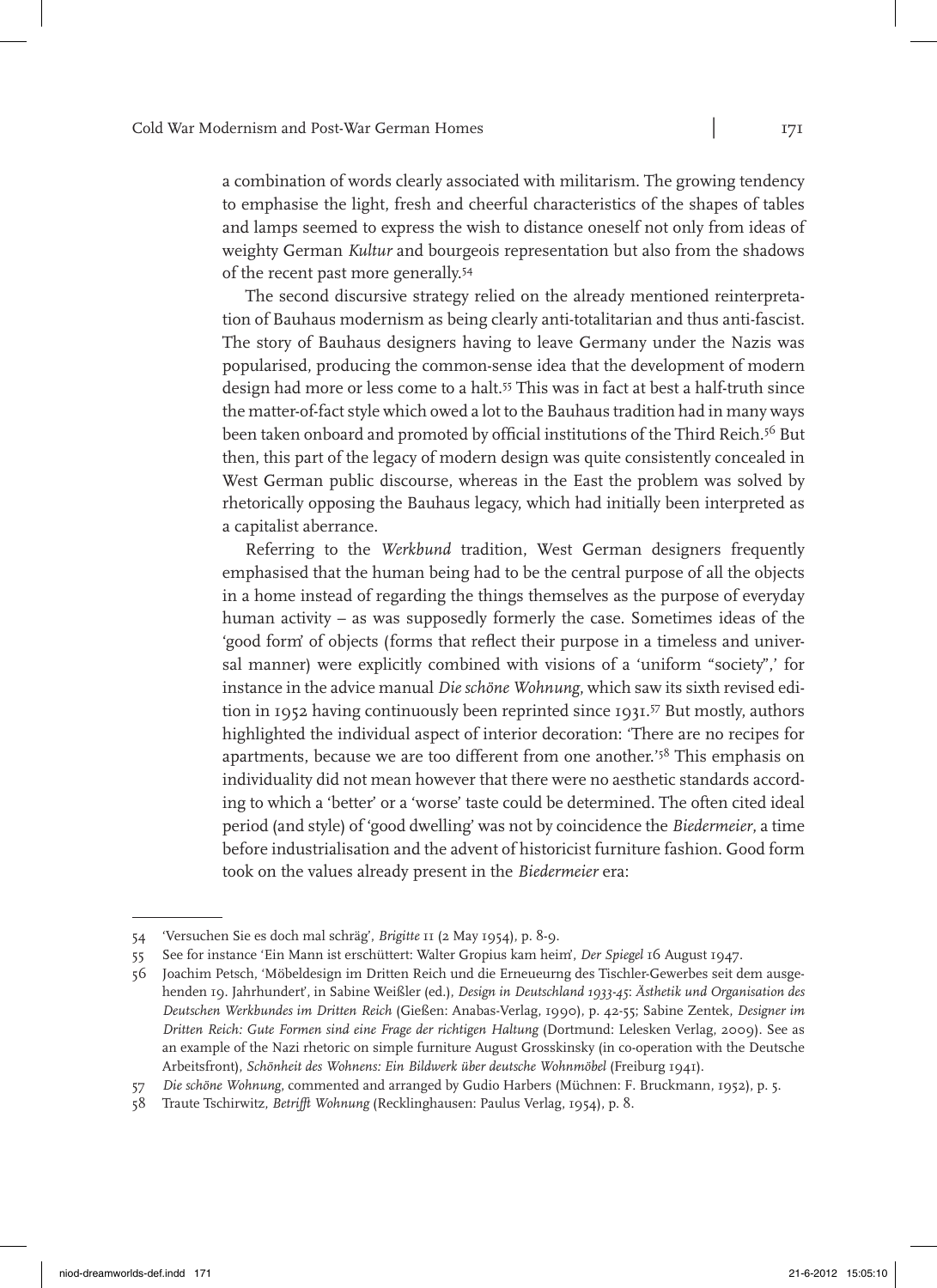a combination of words clearly associated with militarism. The growing tendency to emphasise the light, fresh and cheerful characteristics of the shapes of tables and lamps seemed to express the wish to distance oneself not only from ideas of weighty German *Kultur* and bourgeois representation but also from the shadows of the recent past more generally.[54]

The second discursive strategy relied on the already mentioned reinterpretation of Bauhaus modernism as being clearly anti-totalitarian and thus anti-fascist. The story of Bauhaus designers having to leave Germany under the Nazis was popularised, producing the common-sense idea that the development of modern design had more or less come to a halt.[55] This was in fact at best a half-truth since the matter-of-fact style which owed a lot to the Bauhaus tradition had in many ways been taken onboard and promoted by official institutions of the Third Reich.[56] But then, this part of the legacy of modern design was quite consistently concealed in West German public discourse, whereas in the East the problem was solved by rhetorically opposing the Bauhaus legacy, which had initially been interpreted as a capitalist aberrance.

Referring to the *Werkbund* tradition, West German designers frequently emphasised that the human being had to be the central purpose of all the objects in a home instead of regarding the things themselves as the purpose of everyday human activity – as was supposedly formerly the case. Sometimes ideas of the 'good form' of objects (forms that reflect their purpose in a timeless and universal manner) were explicitly combined with visions of a 'uniform "society",' for instance in the advice manual *Die schöne Wohnung*, which saw its sixth revised edition in 1952 having continuously been reprinted since 1931.[57] But mostly, authors highlighted the individual aspect of interior decoration: 'There are no recipes for apartments, because we are too different from one another.'[58] This emphasis on individuality did not mean however that there were no aesthetic standards according to which a 'better' or a 'worse' taste could be determined. The often cited ideal period (and style) of 'good dwelling' was not by coincidence the *Biedermeier*, a time before industrialisation and the advent of historicist furniture fashion. Good form took on the values already present in the *Biedermeier* era:

---

54 'Versuchen Sie es doch mal schräg', *Brigitte* 11 (2 May 1954), p. 8-9.

55 See for instance 'Ein Mann ist erschüttert: Walter Gropius kam heim', *Der Spiegel* 16 August 1947.

56 Joachim Petsch, 'Möbeldesign im Dritten Reich und die Erneueurng des Tischler-Gewerbes seit dem ausgehenden 19. Jahrhundert', in Sabine Weißler (ed.), *Design in Deutschland 1933-45: Ästhetik und Organisation des Deutschen Werkbundes im Dritten Reich* (Gießen: Anabas-Verlag, 1990), p. 42-55; Sabine Zentek, *Designer im Dritten Reich: Gute Formen sind eine Frage der richtigen Haltung* (Dortmund: Lelesken Verlag, 2009). See as an example of the Nazi rhetoric on simple furniture August Grosskinsky (in co-operation with the Deutsche Arbeitsfront), *Schönheit des Wohnens: Ein Bildwerk über deutsche Wohnmöbel* (Freiburg 1941).

57 *Die schöne Wohnung*, commented and arranged by Gudio Harbers (Müchnen: F. Bruckmann, 1952), p. 5.

58 Traute Tschirwitz, *Betrifft Wohnung* (Recklinghausen: Paulus Verlag, 1954), p. 8.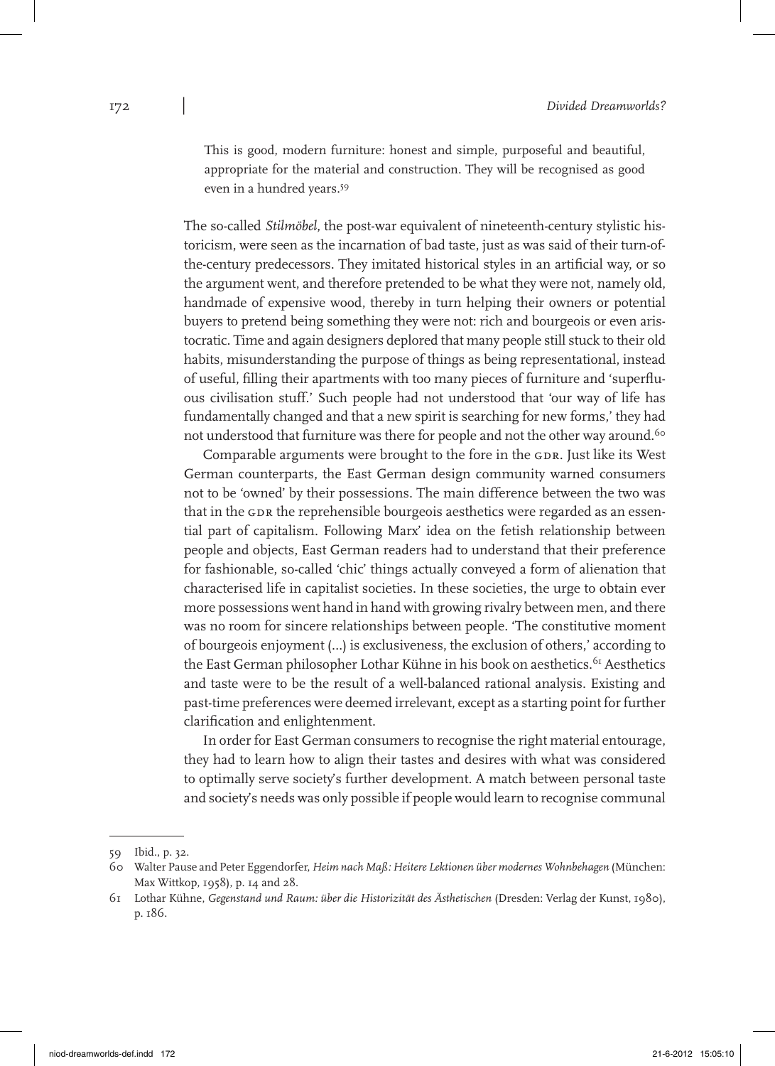> This is good, modern furniture: honest and simple, purposeful and beautiful, appropriate for the material and construction. They will be recognised as good even in a hundred years.[59]

The so-called *Stilmöbel*, the post-war equivalent of nineteenth-century stylistic historicism, were seen as the incarnation of bad taste, just as was said of their turn-of-the-century predecessors. They imitated historical styles in an artificial way, or so the argument went, and therefore pretended to be what they were not, namely old, handmade of expensive wood, thereby in turn helping their owners or potential buyers to pretend being something they were not: rich and bourgeois or even aristocratic. Time and again designers deplored that many people still stuck to their old habits, misunderstanding the purpose of things as being representational, instead of useful, filling their apartments with too many pieces of furniture and 'superfluous civilisation stuff.' Such people had not understood that 'our way of life has fundamentally changed and that a new spirit is searching for new forms,' they had not understood that furniture was there for people and not the other way around.[60]

Comparable arguments were brought to the fore in the GDR. Just like its West German counterparts, the East German design community warned consumers not to be 'owned' by their possessions. The main difference between the two was that in the GDR the reprehensible bourgeois aesthetics were regarded as an essential part of capitalism. Following Marx' idea on the fetish relationship between people and objects, East German readers had to understand that their preference for fashionable, so-called 'chic' things actually conveyed a form of alienation that characterised life in capitalist societies. In these societies, the urge to obtain ever more possessions went hand in hand with growing rivalry between men, and there was no room for sincere relationships between people. 'The constitutive moment of bourgeois enjoyment (...) is exclusiveness, the exclusion of others,' according to the East German philosopher Lothar Kühne in his book on aesthetics.[61] Aesthetics and taste were to be the result of a well-balanced rational analysis. Existing and past-time preferences were deemed irrelevant, except as a starting point for further clarification and enlightenment.

In order for East German consumers to recognise the right material entourage, they had to learn how to align their tastes and desires with what was considered to optimally serve society's further development. A match between personal taste and society's needs was only possible if people would learn to recognise communal

---

59 Ibid., p. 32.

60 Walter Pause and Peter Eggendorfer, *Heim nach Maß: Heitere Lektionen über modernes Wohnbehagen* (München: Max Wittkop, 1958), p. 14 and 28.

61 Lothar Kühne, *Gegenstand und Raum: über die Historizität des Ästhetischen* (Dresden: Verlag der Kunst, 1980), p. 186.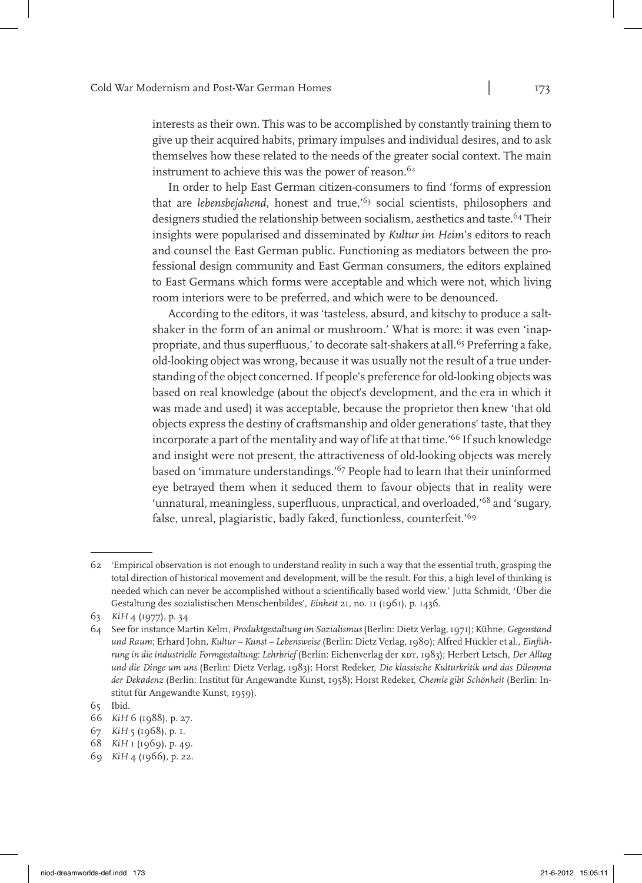interests as their own. This was to be accomplished by constantly training them to give up their acquired habits, primary impulses and individual desires, and to ask themselves how these related to the needs of the greater social context. The main instrument to achieve this was the power of reason.[62]

In order to help East German citizen-consumers to find 'forms of expression that are *lebensbejahend*, honest and true,'[63] social scientists, philosophers and designers studied the relationship between socialism, aesthetics and taste.[64] Their insights were popularised and disseminated by *Kultur im Heim*'s editors to reach and counsel the East German public. Functioning as mediators between the professional design community and East German consumers, the editors explained to East Germans which forms were acceptable and which were not, which living room interiors were to be preferred, and which were to be denounced.

According to the editors, it was 'tasteless, absurd, and kitschy to produce a salt-shaker in the form of an animal or mushroom.' What is more: it was even 'inappropriate, and thus superfluous,' to decorate salt-shakers at all.[65] Preferring a fake, old-looking object was wrong, because it was usually not the result of a true understanding of the object concerned. If people's preference for old-looking objects was based on real knowledge (about the object's development, and the era in which it was made and used) it was acceptable, because the proprietor then knew 'that old objects express the destiny of craftsmanship and older generations' taste, that they incorporate a part of the mentality and way of life at that time.'[66] If such knowledge and insight were not present, the attractiveness of old-looking objects was merely based on 'immature understandings.'[67] People had to learn that their uninformed eye betrayed them when it seduced them to favour objects that in reality were 'unnatural, meaningless, superfluous, unpractical, and overloaded,'[68] and 'sugary, false, unreal, plagiaristic, badly faked, functionless, counterfeit.'[69]

---

62 'Empirical observation is not enough to understand reality in such a way that the essential truth, grasping the total direction of historical movement and development, will be the result. For this, a high level of thinking is needed which can never be accomplished without a scientifically based world view.' Jutta Schmidt, 'Über die Gestaltung des sozialistischen Menschenbildes', *Einheit* 21, no. 11 (1961), p. 1436.

63 *KiH* 4 (1977), p. 34

64 See for instance Martin Kelm, *Produktgestaltung im Sozialismus* (Berlin: Dietz Verlag, 1971); Kühne, *Gegenstand und Raum*; Erhard John, *Kultur – Kunst – Lebensweise* (Berlin: Dietz Verlag, 1980); Alfred Hückler et al., *Einführung in die industrielle Formgestaltung: Lehrbrief* (Berlin: Eichenverlag der KDT, 1983); Herbert Letsch, *Der Alltag und die Dinge um uns* (Berlin: Dietz Verlag, 1983); Horst Redeker, *Die klassische Kulturkritik und das Dilemma der Dekadenz* (Berlin: Institut für Angewandte Kunst, 1958); Horst Redeker, *Chemie gibt Schönheit* (Berlin: Institut für Angewandte Kunst, 1959).

65 Ibid.

66 *KiH* 6 (1988), p. 27.

67 *KiH* 5 (1968), p. 1.

68 *KiH* 1 (1969), p. 49.

69 *KiH* 4 (1966), p. 22.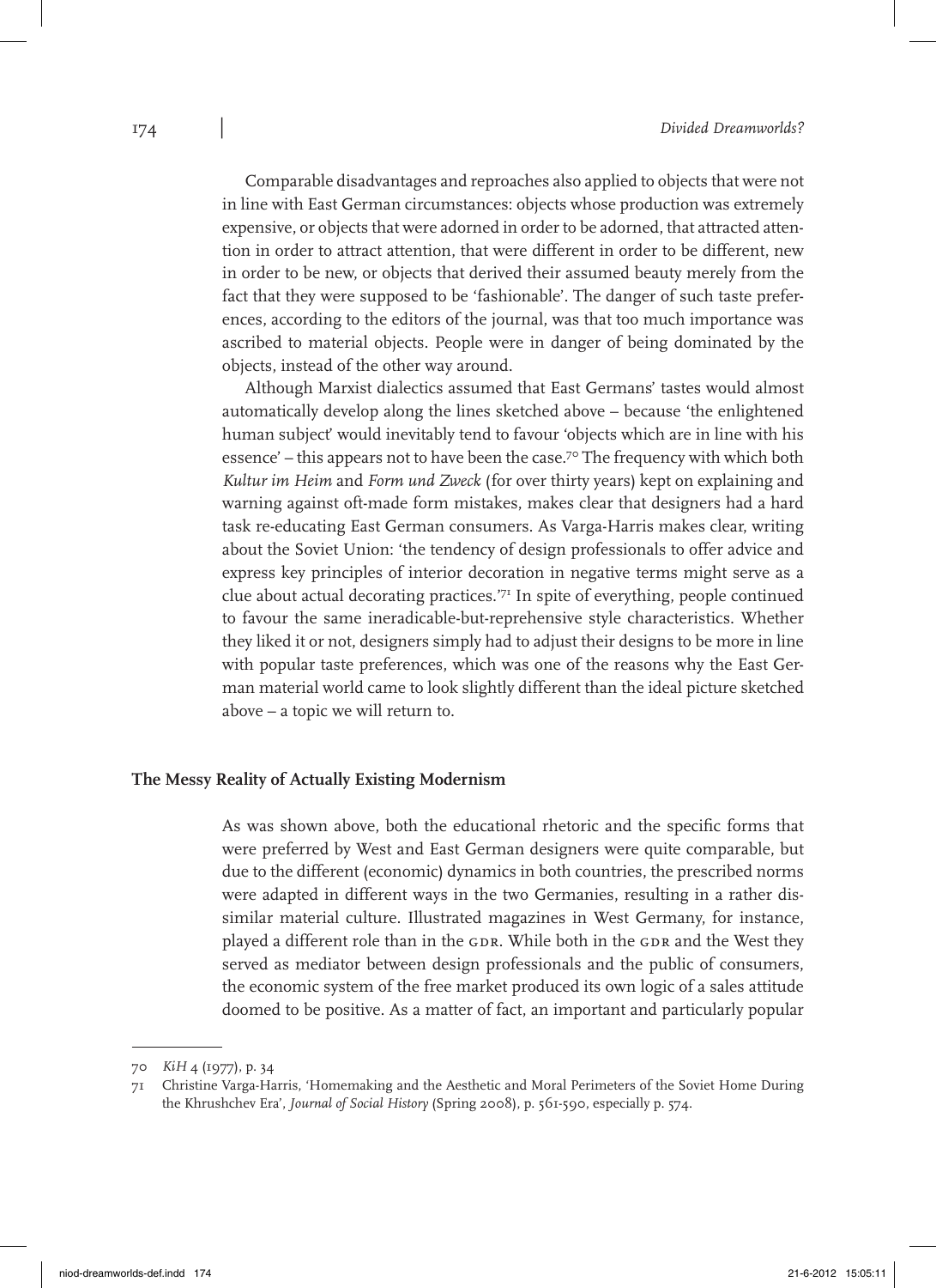Comparable disadvantages and reproaches also applied to objects that were not in line with East German circumstances: objects whose production was extremely expensive, or objects that were adorned in order to be adorned, that attracted attention in order to attract attention, that were different in order to be different, new in order to be new, or objects that derived their assumed beauty merely from the fact that they were supposed to be 'fashionable'. The danger of such taste preferences, according to the editors of the journal, was that too much importance was ascribed to material objects. People were in danger of being dominated by the objects, instead of the other way around.

Although Marxist dialectics assumed that East Germans' tastes would almost automatically develop along the lines sketched above – because 'the enlightened human subject' would inevitably tend to favour 'objects which are in line with his essence' – this appears not to have been the case.[70] The frequency with which both *Kultur im Heim* and *Form und Zweck* (for over thirty years) kept on explaining and warning against oft-made form mistakes, makes clear that designers had a hard task re-educating East German consumers. As Varga-Harris makes clear, writing about the Soviet Union: 'the tendency of design professionals to offer advice and express key principles of interior decoration in negative terms might serve as a clue about actual decorating practices.'[71] In spite of everything, people continued to favour the same ineradicable-but-reprehensive style characteristics. Whether they liked it or not, designers simply had to adjust their designs to be more in line with popular taste preferences, which was one of the reasons why the East German material world came to look slightly different than the ideal picture sketched above – a topic we will return to.

### The Messy Reality of Actually Existing Modernism

As was shown above, both the educational rhetoric and the specific forms that were preferred by West and East German designers were quite comparable, but due to the different (economic) dynamics in both countries, the prescribed norms were adapted in different ways in the two Germanies, resulting in a rather dissimilar material culture. Illustrated magazines in West Germany, for instance, played a different role than in the GDR. While both in the GDR and the West they served as mediator between design professionals and the public of consumers, the economic system of the free market produced its own logic of a sales attitude doomed to be positive. As a matter of fact, an important and particularly popular

---

70 *KiH* 4 (1977), p. 34

71 Christine Varga-Harris, 'Homemaking and the Aesthetic and Moral Perimeters of the Soviet Home During the Khrushchev Era', *Journal of Social History* (Spring 2008), p. 561-590, especially p. 574.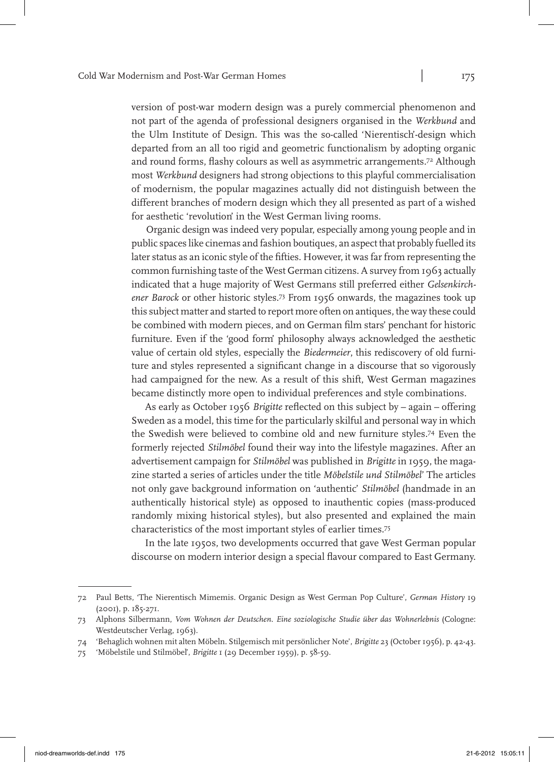version of post-war modern design was a purely commercial phenomenon and not part of the agenda of professional designers organised in the *Werkbund* and the Ulm Institute of Design. This was the so-called 'Nierentisch'-design which departed from an all too rigid and geometric functionalism by adopting organic and round forms, flashy colours as well as asymmetric arrangements.[72] Although most *Werkbund* designers had strong objections to this playful commercialisation of modernism, the popular magazines actually did not distinguish between the different branches of modern design which they all presented as part of a wished for aesthetic 'revolution' in the West German living rooms.

Organic design was indeed very popular, especially among young people and in public spaces like cinemas and fashion boutiques, an aspect that probably fuelled its later status as an iconic style of the fifties. However, it was far from representing the common furnishing taste of the West German citizens. A survey from 1963 actually indicated that a huge majority of West Germans still preferred either *Gelsenkirchener Barock* or other historic styles.[73] From 1956 onwards, the magazines took up this subject matter and started to report more often on antiques, the way these could be combined with modern pieces, and on German film stars' penchant for historic furniture. Even if the 'good form' philosophy always acknowledged the aesthetic value of certain old styles, especially the *Biedermeier*, this rediscovery of old furniture and styles represented a significant change in a discourse that so vigorously had campaigned for the new. As a result of this shift, West German magazines became distinctly more open to individual preferences and style combinations.

As early as October 1956 *Brigitte* reflected on this subject by – again – offering Sweden as a model, this time for the particularly skilful and personal way in which the Swedish were believed to combine old and new furniture styles.[74] Even the formerly rejected *Stilmöbel* found their way into the lifestyle magazines. After an advertisement campaign for *Stilmöbel* was published in *Brigitte* in 1959, the magazine started a series of articles under the title *Möbelstile und Stilmöbel*.' The articles not only gave background information on 'authentic' *Stilmöbel* (handmade in an authentically historical style) as opposed to inauthentic copies (mass-produced randomly mixing historical styles), but also presented and explained the main characteristics of the most important styles of earlier times.[75]

In the late 1950s, two developments occurred that gave West German popular discourse on modern interior design a special flavour compared to East Germany.

---

72 Paul Betts, 'The Nierentisch Mimemis. Organic Design as West German Pop Culture', *German History* 19 (2001), p. 185-271.

73 Alphons Silbermann, *Vom Wohnen der Deutschen. Eine soziologische Studie über das Wohnerlebnis* (Cologne: Westdeutscher Verlag, 1963).

74 'Behaglich wohnen mit alten Möbeln. Stilgemisch mit persönlicher Note', *Brigitte* 23 (October 1956), p. 42-43.

75 'Möbelstile und Stilmöbel', *Brigitte* 1 (29 December 1959), p. 58-59.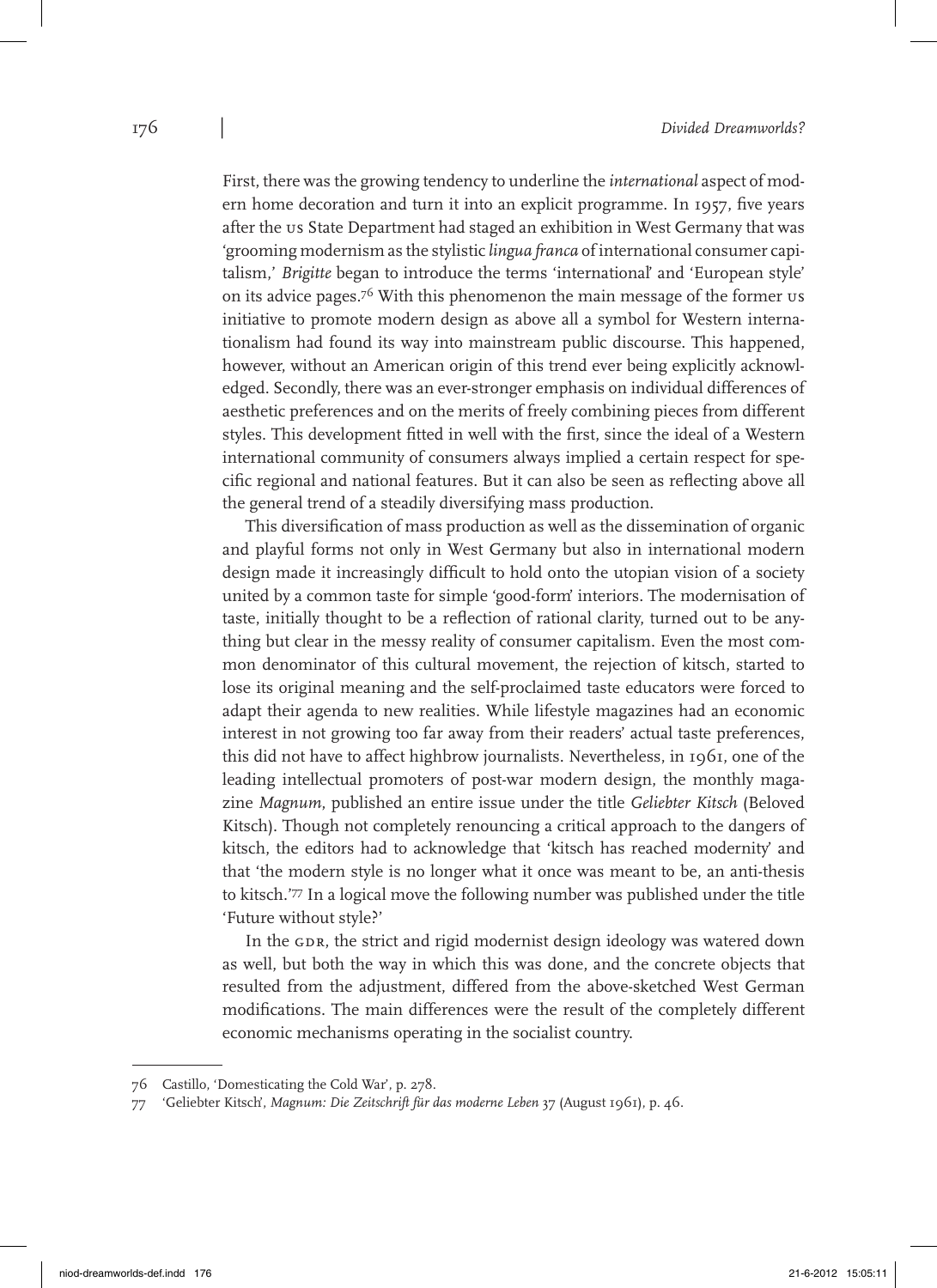First, there was the growing tendency to underline the *international* aspect of modern home decoration and turn it into an explicit programme. In 1957, five years after the US State Department had staged an exhibition in West Germany that was 'grooming modernism as the stylistic *lingua franca* of international consumer capitalism,' *Brigitte* began to introduce the terms 'international' and 'European style' on its advice pages.[76] With this phenomenon the main message of the former US initiative to promote modern design as above all a symbol for Western internationalism had found its way into mainstream public discourse. This happened, however, without an American origin of this trend ever being explicitly acknowledged. Secondly, there was an ever-stronger emphasis on individual differences of aesthetic preferences and on the merits of freely combining pieces from different styles. This development fitted in well with the first, since the ideal of a Western international community of consumers always implied a certain respect for specific regional and national features. But it can also be seen as reflecting above all the general trend of a steadily diversifying mass production.

This diversification of mass production as well as the dissemination of organic and playful forms not only in West Germany but also in international modern design made it increasingly difficult to hold onto the utopian vision of a society united by a common taste for simple 'good-form' interiors. The modernisation of taste, initially thought to be a reflection of rational clarity, turned out to be anything but clear in the messy reality of consumer capitalism. Even the most common denominator of this cultural movement, the rejection of kitsch, started to lose its original meaning and the self-proclaimed taste educators were forced to adapt their agenda to new realities. While lifestyle magazines had an economic interest in not growing too far away from their readers' actual taste preferences, this did not have to affect highbrow journalists. Nevertheless, in 1961, one of the leading intellectual promoters of post-war modern design, the monthly magazine *Magnum*, published an entire issue under the title *Geliebter Kitsch* (Beloved Kitsch). Though not completely renouncing a critical approach to the dangers of kitsch, the editors had to acknowledge that 'kitsch has reached modernity' and that 'the modern style is no longer what it once was meant to be, an anti-thesis to kitsch.'[77] In a logical move the following number was published under the title 'Future without style?'

In the GDR, the strict and rigid modernist design ideology was watered down as well, but both the way in which this was done, and the concrete objects that resulted from the adjustment, differed from the above-sketched West German modifications. The main differences were the result of the completely different economic mechanisms operating in the socialist country.

---

76 Castillo, 'Domesticating the Cold War', p. 278.

77 'Geliebter Kitsch', *Magnum: Die Zeitschrift für das moderne Leben* 37 (August 1961), p. 46.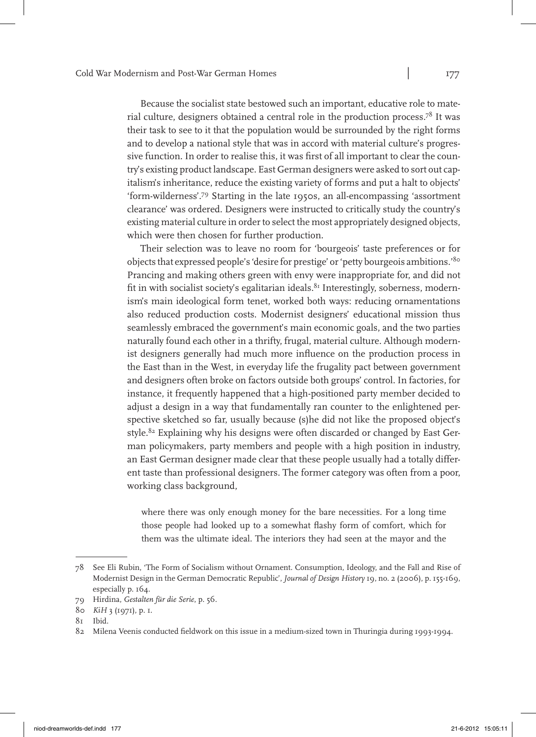Because the socialist state bestowed such an important, educative role to material culture, designers obtained a central role in the production process.[78] It was their task to see to it that the population would be surrounded by the right forms and to develop a national style that was in accord with material culture's progressive function. In order to realise this, it was first of all important to clear the country's existing product landscape. East German designers were asked to sort out capitalism's inheritance, reduce the existing variety of forms and put a halt to objects' 'form-wilderness'.[79] Starting in the late 1950s, an all-encompassing 'assortment clearance' was ordered. Designers were instructed to critically study the country's existing material culture in order to select the most appropriately designed objects, which were then chosen for further production.

Their selection was to leave no room for 'bourgeois' taste preferences or for objects that expressed people's 'desire for prestige' or 'petty bourgeois ambitions.'[80] Prancing and making others green with envy were inappropriate for, and did not fit in with socialist society's egalitarian ideals.[81] Interestingly, soberness, modernism's main ideological form tenet, worked both ways: reducing ornamentations also reduced production costs. Modernist designers' educational mission thus seamlessly embraced the government's main economic goals, and the two parties naturally found each other in a thrifty, frugal, material culture. Although modernist designers generally had much more influence on the production process in the East than in the West, in everyday life the frugality pact between government and designers often broke on factors outside both groups' control. In factories, for instance, it frequently happened that a high-positioned party member decided to adjust a design in a way that fundamentally ran counter to the enlightened perspective sketched so far, usually because (s)he did not like the proposed object's style.[82] Explaining why his designs were often discarded or changed by East German policymakers, party members and people with a high position in industry, an East German designer made clear that these people usually had a totally different taste than professional designers. The former category was often from a poor, working class background,

> where there was only enough money for the bare necessities. For a long time those people had looked up to a somewhat flashy form of comfort, which for them was the ultimate ideal. The interiors they had seen at the mayor and the

---

78 See Eli Rubin, 'The Form of Socialism without Ornament. Consumption, Ideology, and the Fall and Rise of Modernist Design in the German Democratic Republic', *Journal of Design History* 19, no. 2 (2006), p. 155-169, especially p. 164.

79 Hirdina, *Gestalten für die Serie*, p. 56.

80 *KiH* 3 (1971), p. 1.

81 Ibid.

82 Milena Veenis conducted fieldwork on this issue in a medium-sized town in Thuringia during 1993-1994.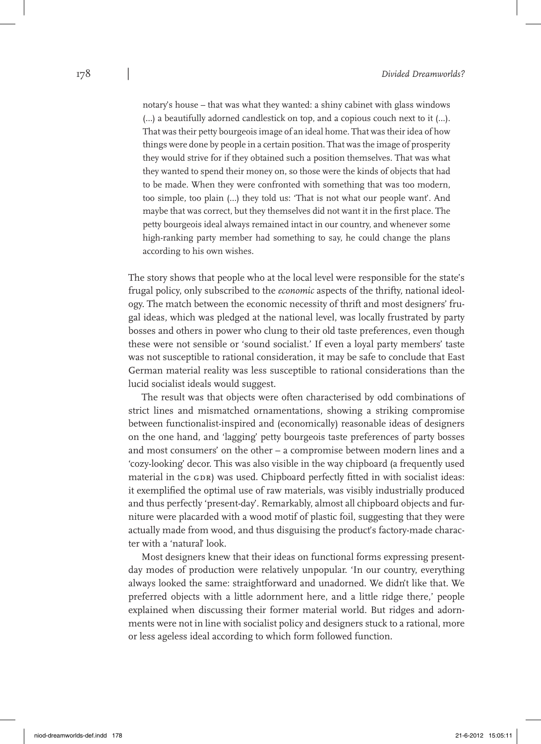> notary's house – that was what they wanted: a shiny cabinet with glass windows (...) a beautifully adorned candlestick on top, and a copious couch next to it (...). That was their petty bourgeois image of an ideal home. That was their idea of how things were done by people in a certain position. That was the image of prosperity they would strive for if they obtained such a position themselves. That was what they wanted to spend their money on, so those were the kinds of objects that had to be made. When they were confronted with something that was too modern, too simple, too plain (...) they told us: 'That is not what our people want'. And maybe that was correct, but they themselves did not want it in the first place. The petty bourgeois ideal always remained intact in our country, and whenever some high-ranking party member had something to say, he could change the plans according to his own wishes.

The story shows that people who at the local level were responsible for the state's frugal policy, only subscribed to the *economic* aspects of the thrifty, national ideology. The match between the economic necessity of thrift and most designers' frugal ideas, which was pledged at the national level, was locally frustrated by party bosses and others in power who clung to their old taste preferences, even though these were not sensible or 'sound socialist.' If even a loyal party members' taste was not susceptible to rational consideration, it may be safe to conclude that East German material reality was less susceptible to rational considerations than the lucid socialist ideals would suggest.

The result was that objects were often characterised by odd combinations of strict lines and mismatched ornamentations, showing a striking compromise between functionalist-inspired and (economically) reasonable ideas of designers on the one hand, and 'lagging' petty bourgeois taste preferences of party bosses and most consumers' on the other – a compromise between modern lines and a 'cozy-looking' decor. This was also visible in the way chipboard (a frequently used material in the GDR) was used. Chipboard perfectly fitted in with socialist ideas: it exemplified the optimal use of raw materials, was visibly industrially produced and thus perfectly 'present-day'. Remarkably, almost all chipboard objects and furniture were placarded with a wood motif of plastic foil, suggesting that they were actually made from wood, and thus disguising the product's factory-made character with a 'natural' look.

Most designers knew that their ideas on functional forms expressing present-day modes of production were relatively unpopular. 'In our country, everything always looked the same: straightforward and unadorned. We didn't like that. We preferred objects with a little adornment here, and a little ridge there,' people explained when discussing their former material world. But ridges and adornments were not in line with socialist policy and designers stuck to a rational, more or less ageless ideal according to which form followed function.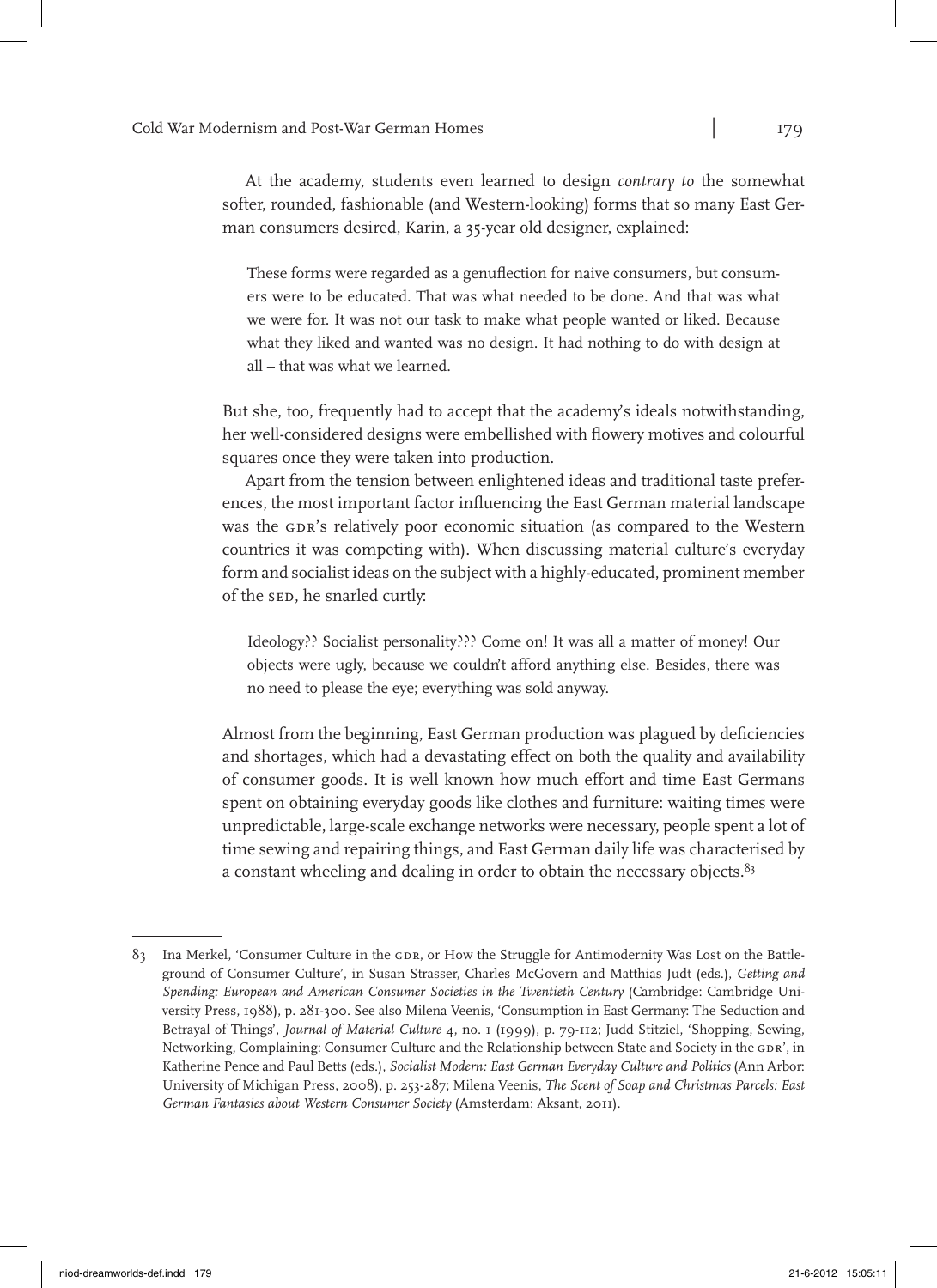At the academy, students even learned to design *contrary to* the somewhat softer, rounded, fashionable (and Western-looking) forms that so many East German consumers desired, Karin, a 35-year old designer, explained:

> These forms were regarded as a genuflection for naive consumers, but consumers were to be educated. That was what needed to be done. And that was what we were for. It was not our task to make what people wanted or liked. Because what they liked and wanted was no design. It had nothing to do with design at all – that was what we learned.

But she, too, frequently had to accept that the academy's ideals notwithstanding, her well-considered designs were embellished with flowery motives and colourful squares once they were taken into production.

Apart from the tension between enlightened ideas and traditional taste preferences, the most important factor influencing the East German material landscape was the GDR's relatively poor economic situation (as compared to the Western countries it was competing with). When discussing material culture's everyday form and socialist ideas on the subject with a highly-educated, prominent member of the SED, he snarled curtly:

> Ideology?? Socialist personality??? Come on! It was all a matter of money! Our objects were ugly, because we couldn't afford anything else. Besides, there was no need to please the eye; everything was sold anyway.

Almost from the beginning, East German production was plagued by deficiencies and shortages, which had a devastating effect on both the quality and availability of consumer goods. It is well known how much effort and time East Germans spent on obtaining everyday goods like clothes and furniture: waiting times were unpredictable, large-scale exchange networks were necessary, people spent a lot of time sewing and repairing things, and East German daily life was characterised by a constant wheeling and dealing in order to obtain the necessary objects.[83]

---

83 Ina Merkel, 'Consumer Culture in the GDR, or How the Struggle for Antimodernity Was Lost on the Battleground of Consumer Culture', in Susan Strasser, Charles McGovern and Matthias Judt (eds.), *Getting and Spending: European and American Consumer Societies in the Twentieth Century* (Cambridge: Cambridge University Press, 1988), p. 281-300. See also Milena Veenis, 'Consumption in East Germany: The Seduction and Betrayal of Things', *Journal of Material Culture* 4, no. 1 (1999), p. 79-112; Judd Stitziel, 'Shopping, Sewing, Networking, Complaining: Consumer Culture and the Relationship between State and Society in the GDR', in Katherine Pence and Paul Betts (eds.), *Socialist Modern: East German Everyday Culture and Politics* (Ann Arbor: University of Michigan Press, 2008), p. 253-287; Milena Veenis, *The Scent of Soap and Christmas Parcels: East German Fantasies about Western Consumer Society* (Amsterdam: Aksant, 2011).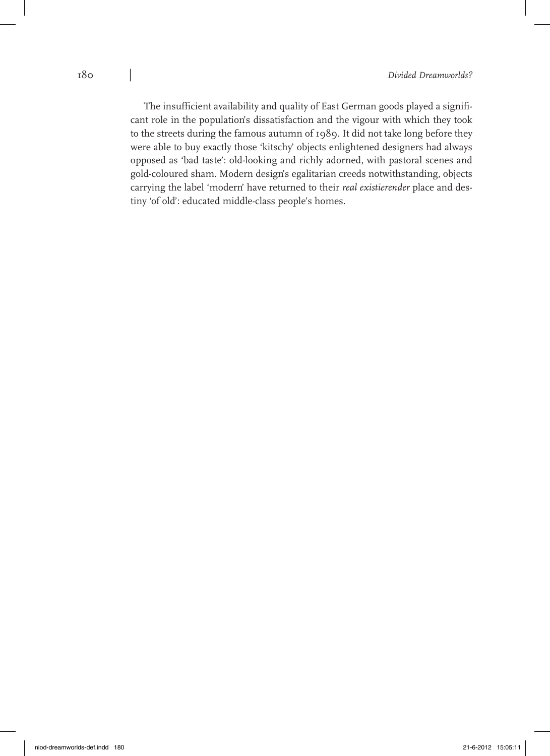The insufficient availability and quality of East German goods played a significant role in the population's dissatisfaction and the vigour with which they took to the streets during the famous autumn of 1989. It did not take long before they were able to buy exactly those 'kitschy' objects enlightened designers had always opposed as 'bad taste': old-looking and richly adorned, with pastoral scenes and gold-coloured sham. Modern design's egalitarian creeds notwithstanding, objects carrying the label 'modern' have returned to their *real existierender* place and destiny 'of old': educated middle-class people's homes.